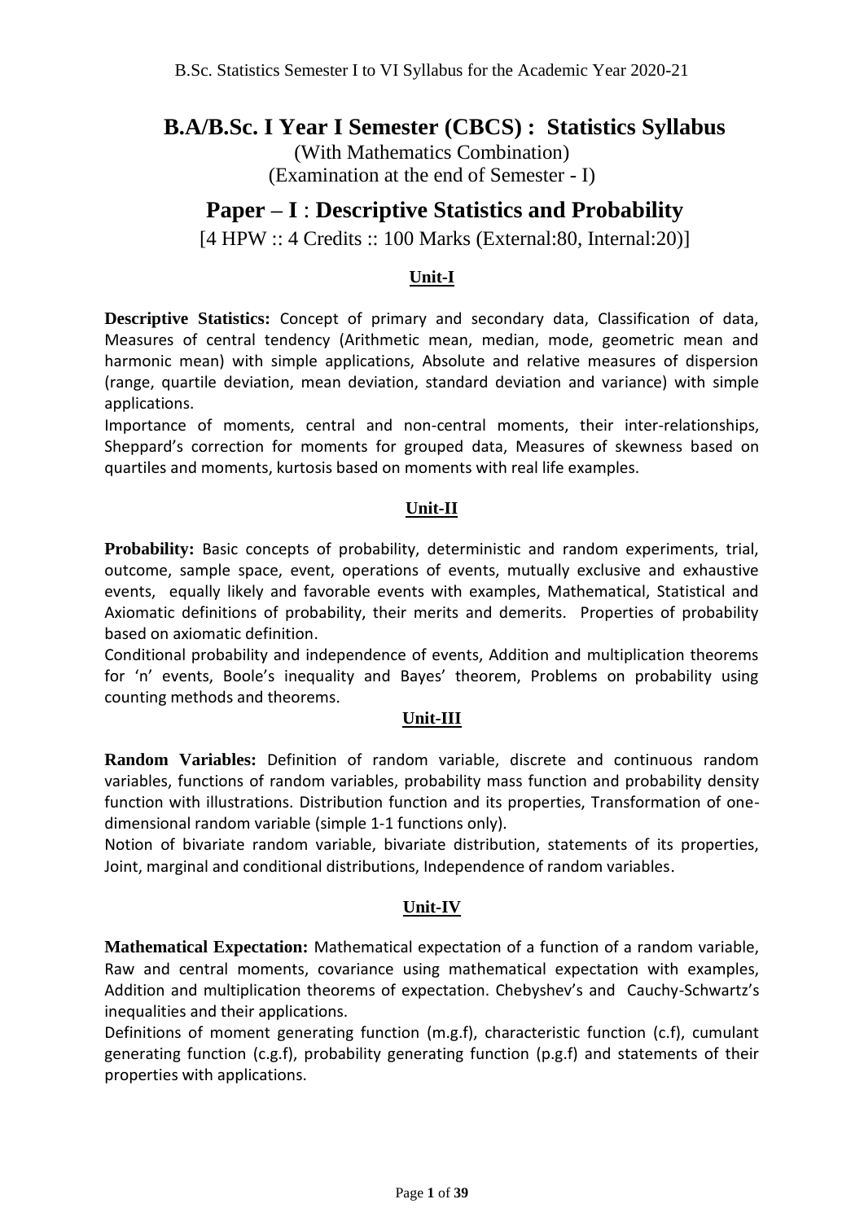# B.A/B.Sc. I Year I Semester (CBCS) : Statistics Syllabus

(With Mathematics Combination)
(Examination at the end of Semester - I)

## Paper – I : Descriptive Statistics and Probability

[4 HPW :: 4 Credits :: 100 Marks (External:80, Internal:20)]

### Unit-I

**Descriptive Statistics:** Concept of primary and secondary data, Classification of data, Measures of central tendency (Arithmetic mean, median, mode, geometric mean and harmonic mean) with simple applications, Absolute and relative measures of dispersion (range, quartile deviation, mean deviation, standard deviation and variance) with simple applications.

Importance of moments, central and non-central moments, their inter-relationships, Sheppard's correction for moments for grouped data, Measures of skewness based on quartiles and moments, kurtosis based on moments with real life examples.

### Unit-II

**Probability:** Basic concepts of probability, deterministic and random experiments, trial, outcome, sample space, event, operations of events, mutually exclusive and exhaustive events, equally likely and favorable events with examples, Mathematical, Statistical and Axiomatic definitions of probability, their merits and demerits. Properties of probability based on axiomatic definition.

Conditional probability and independence of events, Addition and multiplication theorems for 'n' events, Boole's inequality and Bayes' theorem, Problems on probability using counting methods and theorems.

### Unit-III

**Random Variables:** Definition of random variable, discrete and continuous random variables, functions of random variables, probability mass function and probability density function with illustrations. Distribution function and its properties, Transformation of one-dimensional random variable (simple 1-1 functions only).

Notion of bivariate random variable, bivariate distribution, statements of its properties, Joint, marginal and conditional distributions, Independence of random variables.

### Unit-IV

**Mathematical Expectation:** Mathematical expectation of a function of a random variable, Raw and central moments, covariance using mathematical expectation with examples, Addition and multiplication theorems of expectation. Chebyshev's and Cauchy-Schwartz's inequalities and their applications.

Definitions of moment generating function (m.g.f), characteristic function (c.f), cumulant generating function (c.g.f), probability generating function (p.g.f) and statements of their properties with applications.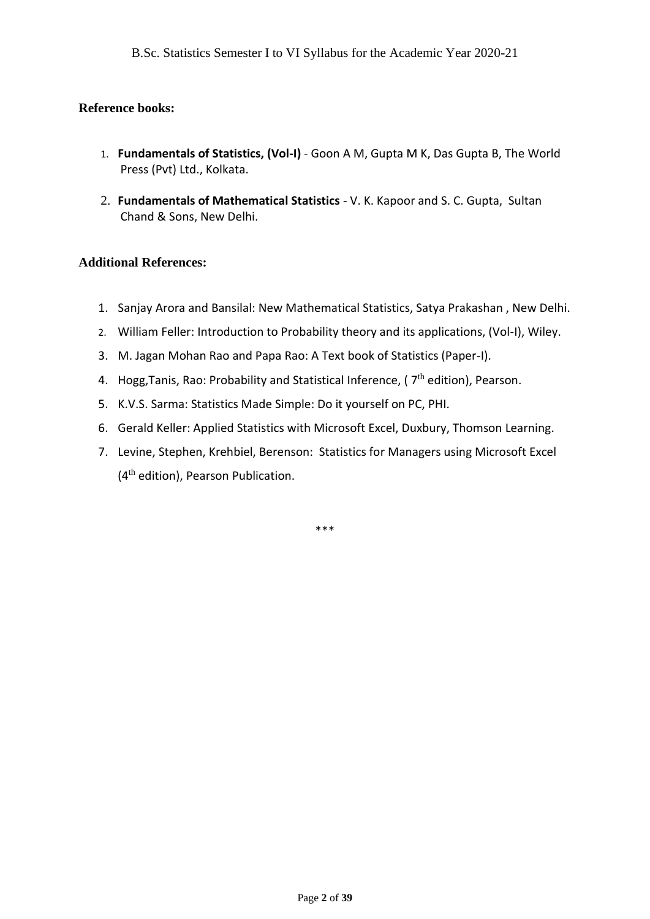**Reference books:**

1. **Fundamentals of Statistics, (Vol-I)** - Goon A M, Gupta M K, Das Gupta B, The World Press (Pvt) Ltd., Kolkata.
2. **Fundamentals of Mathematical Statistics** - V. K. Kapoor and S. C. Gupta, Sultan Chand & Sons, New Delhi.

**Additional References:**

1. Sanjay Arora and Bansilal: New Mathematical Statistics, Satya Prakashan , New Delhi.
2. William Feller: Introduction to Probability theory and its applications, (Vol-I), Wiley.
3. M. Jagan Mohan Rao and Papa Rao: A Text book of Statistics (Paper-I).
4. Hogg,Tanis, Rao: Probability and Statistical Inference, ( 7th edition), Pearson.
5. K.V.S. Sarma: Statistics Made Simple: Do it yourself on PC, PHI.
6. Gerald Keller: Applied Statistics with Microsoft Excel, Duxbury, Thomson Learning.
7. Levine, Stephen, Krehbiel, Berenson: Statistics for Managers using Microsoft Excel (4th edition), Pearson Publication.

***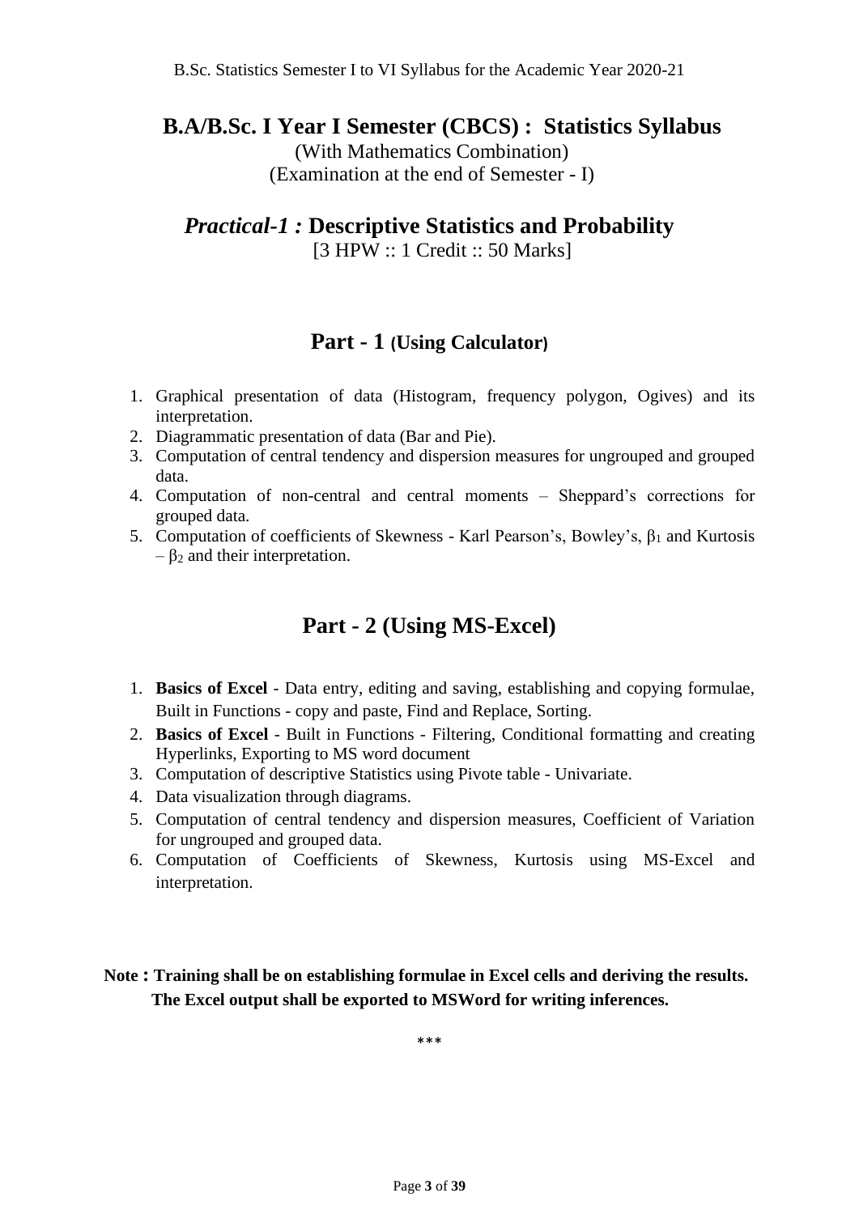# B.A/B.Sc. I Year I Semester (CBCS) : Statistics Syllabus

(With Mathematics Combination)
(Examination at the end of Semester - I)

## *Practical-1 :* Descriptive Statistics and Probability

[3 HPW :: 1 Credit :: 50 Marks]

### Part - 1 (Using Calculator)

1. Graphical presentation of data (Histogram, frequency polygon, Ogives) and its interpretation.
2. Diagrammatic presentation of data (Bar and Pie).
3. Computation of central tendency and dispersion measures for ungrouped and grouped data.
4. Computation of non-central and central moments – Sheppard's corrections for grouped data.
5. Computation of coefficients of Skewness - Karl Pearson's, Bowley's, $\beta_1$ and Kurtosis – $\beta_2$ and their interpretation.

### Part - 2 (Using MS-Excel)

1. **Basics of Excel** - Data entry, editing and saving, establishing and copying formulae, Built in Functions - copy and paste, Find and Replace, Sorting.
2. **Basics of Excel** - Built in Functions - Filtering, Conditional formatting and creating Hyperlinks, Exporting to MS word document
3. Computation of descriptive Statistics using Pivote table - Univariate.
4. Data visualization through diagrams.
5. Computation of central tendency and dispersion measures, Coefficient of Variation for ungrouped and grouped data.
6. Computation of Coefficients of Skewness, Kurtosis using MS-Excel and interpretation.

**Note : Training shall be on establishing formulae in Excel cells and deriving the results. The Excel output shall be exported to MSWord for writing inferences.**

\*\*\*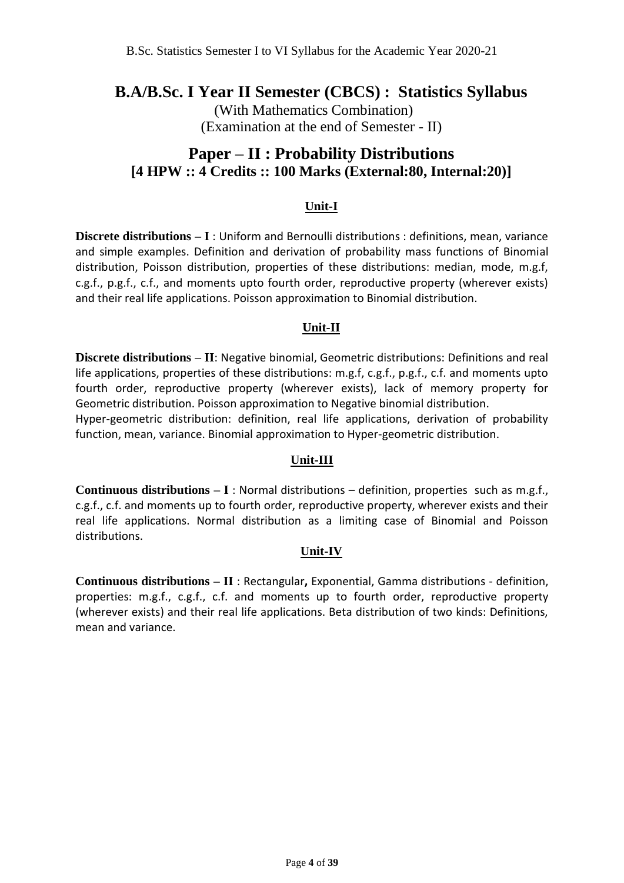# B.A/B.Sc. I Year II Semester (CBCS) : Statistics Syllabus

(With Mathematics Combination)
(Examination at the end of Semester - II)

## Paper – II : Probability Distributions

**[4 HPW :: 4 Credits :: 100 Marks (External:80, Internal:20)]**

### Unit-I

**Discrete distributions – I** : Uniform and Bernoulli distributions : definitions, mean, variance and simple examples. Definition and derivation of probability mass functions of Binomial distribution, Poisson distribution, properties of these distributions: median, mode, m.g.f, c.g.f., p.g.f., c.f., and moments upto fourth order, reproductive property (wherever exists) and their real life applications. Poisson approximation to Binomial distribution.

### Unit-II

**Discrete distributions – II**: Negative binomial, Geometric distributions: Definitions and real life applications, properties of these distributions: m.g.f, c.g.f., p.g.f., c.f. and moments upto fourth order, reproductive property (wherever exists), lack of memory property for Geometric distribution. Poisson approximation to Negative binomial distribution.
Hyper-geometric distribution: definition, real life applications, derivation of probability function, mean, variance. Binomial approximation to Hyper-geometric distribution.

### Unit-III

**Continuous distributions – I** : Normal distributions – definition, properties such as m.g.f., c.g.f., c.f. and moments up to fourth order, reproductive property, wherever exists and their real life applications. Normal distribution as a limiting case of Binomial and Poisson distributions.

### Unit-IV

**Continuous distributions – II** : Rectangular**,** Exponential, Gamma distributions - definition, properties: m.g.f., c.g.f., c.f. and moments up to fourth order, reproductive property (wherever exists) and their real life applications. Beta distribution of two kinds: Definitions, mean and variance.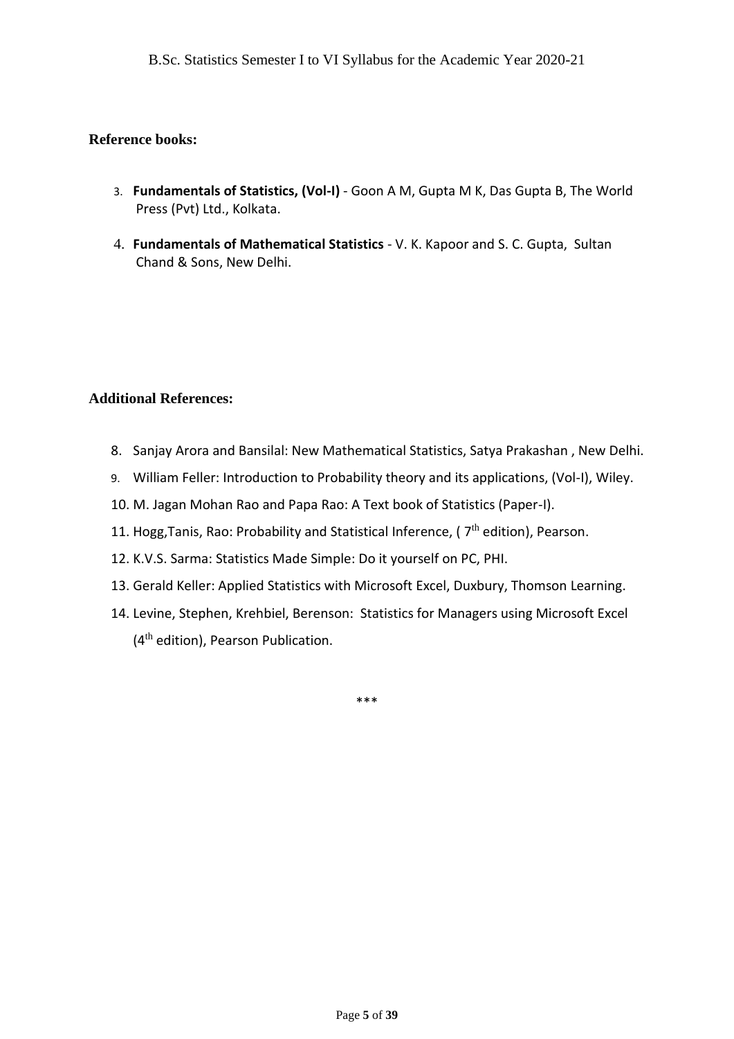**Reference books:**

3. **Fundamentals of Statistics, (Vol-I)** - Goon A M, Gupta M K, Das Gupta B, The World Press (Pvt) Ltd., Kolkata.
4. **Fundamentals of Mathematical Statistics** - V. K. Kapoor and S. C. Gupta, Sultan Chand & Sons, New Delhi.

**Additional References:**

8. Sanjay Arora and Bansilal: New Mathematical Statistics, Satya Prakashan , New Delhi.
9. William Feller: Introduction to Probability theory and its applications, (Vol-I), Wiley.
10. M. Jagan Mohan Rao and Papa Rao: A Text book of Statistics (Paper-I).
11. Hogg,Tanis, Rao: Probability and Statistical Inference, ( 7th edition), Pearson.
12. K.V.S. Sarma: Statistics Made Simple: Do it yourself on PC, PHI.
13. Gerald Keller: Applied Statistics with Microsoft Excel, Duxbury, Thomson Learning.
14. Levine, Stephen, Krehbiel, Berenson: Statistics for Managers using Microsoft Excel (4th edition), Pearson Publication.

***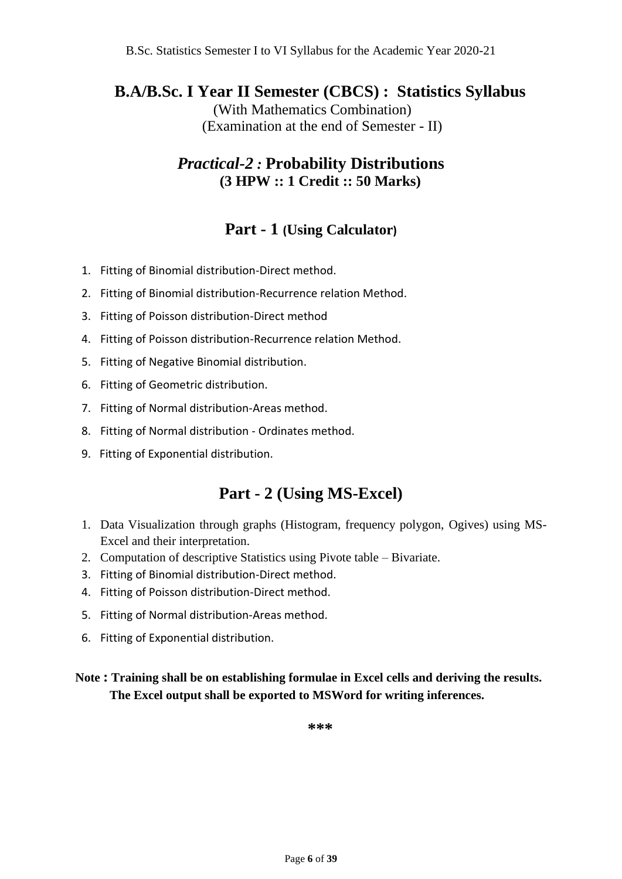# B.A/B.Sc. I Year II Semester (CBCS) : Statistics Syllabus

(With Mathematics Combination)
(Examination at the end of Semester - II)

## *Practical-2 :* Probability Distributions
**(3 HPW :: 1 Credit :: 50 Marks)**

## Part - 1 (Using Calculator)

1. Fitting of Binomial distribution-Direct method.
2. Fitting of Binomial distribution-Recurrence relation Method.
3. Fitting of Poisson distribution-Direct method
4. Fitting of Poisson distribution-Recurrence relation Method.
5. Fitting of Negative Binomial distribution.
6. Fitting of Geometric distribution.
7. Fitting of Normal distribution-Areas method.
8. Fitting of Normal distribution - Ordinates method.
9. Fitting of Exponential distribution.

## Part - 2 (Using MS-Excel)

1. Data Visualization through graphs (Histogram, frequency polygon, Ogives) using MS-Excel and their interpretation.
2. Computation of descriptive Statistics using Pivote table – Bivariate.
3. Fitting of Binomial distribution-Direct method.
4. Fitting of Poisson distribution-Direct method.
5. Fitting of Normal distribution-Areas method.
6. Fitting of Exponential distribution.

**Note : Training shall be on establishing formulae in Excel cells and deriving the results. The Excel output shall be exported to MSWord for writing inferences.**

***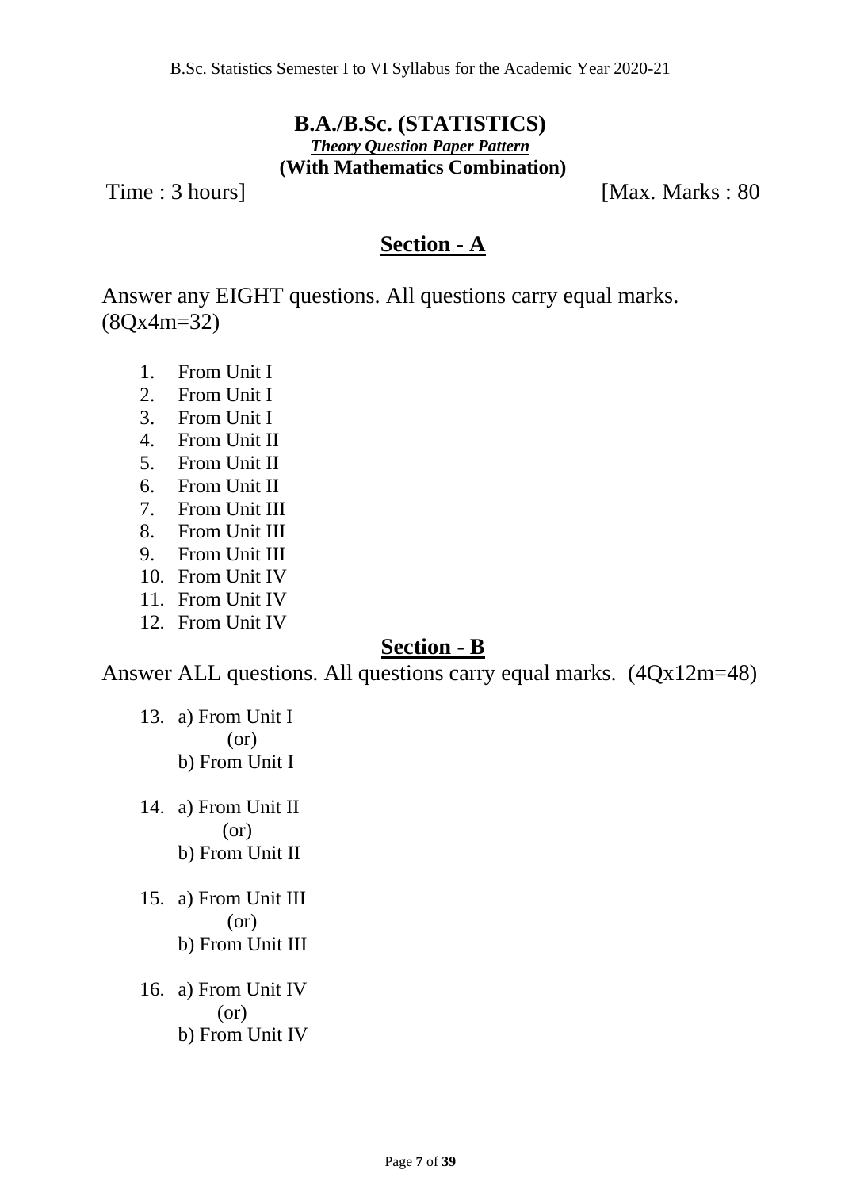# B.A./B.Sc. (STATISTICS)

***Theory Question Paper Pattern***

**(With Mathematics Combination)**

Time : 3 hours] [Max. Marks : 80

## Section - A

Answer any EIGHT questions. All questions carry equal marks. (8Qx4m=32)

1. From Unit I
2. From Unit I
3. From Unit I
4. From Unit II
5. From Unit II
6. From Unit II
7. From Unit III
8. From Unit III
9. From Unit III
10. From Unit IV
11. From Unit IV
12. From Unit IV

## Section - B

Answer ALL questions. All questions carry equal marks. (4Qx12m=48)

13. a) From Unit I
    (or)
    b) From Unit I

14. a) From Unit II
    (or)
    b) From Unit II

15. a) From Unit III
    (or)
    b) From Unit III

16. a) From Unit IV
    (or)
    b) From Unit IV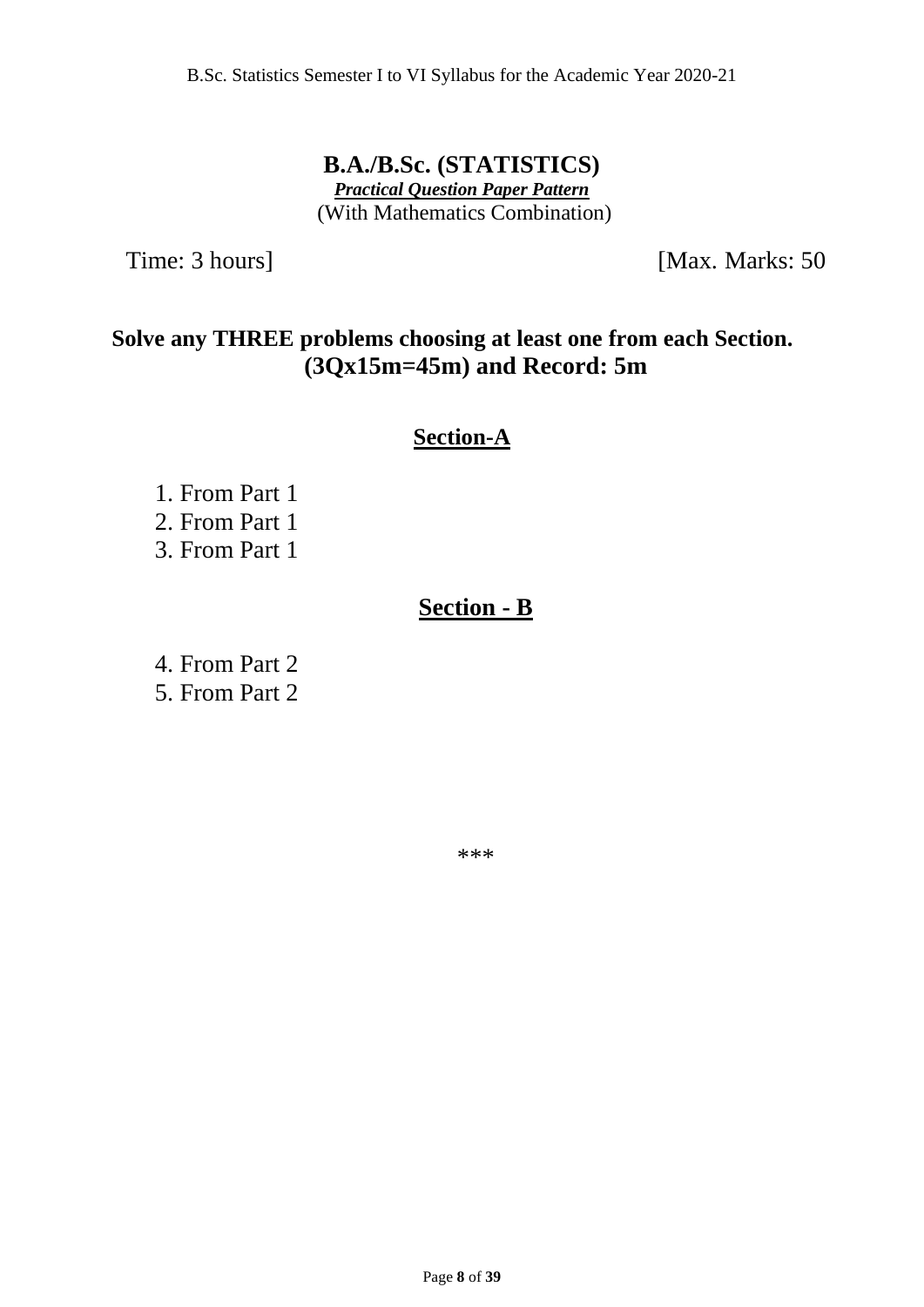# B.A./B.Sc. (STATISTICS)

***Practical Question Paper Pattern***

(With Mathematics Combination)

Time: 3 hours] [Max. Marks: 50

**Solve any THREE problems choosing at least one from each Section. (3Qx15m=45m) and Record: 5m**

## Section-A

1. From Part 1
2. From Part 1
3. From Part 1

## Section - B

4. From Part 2
5. From Part 2

***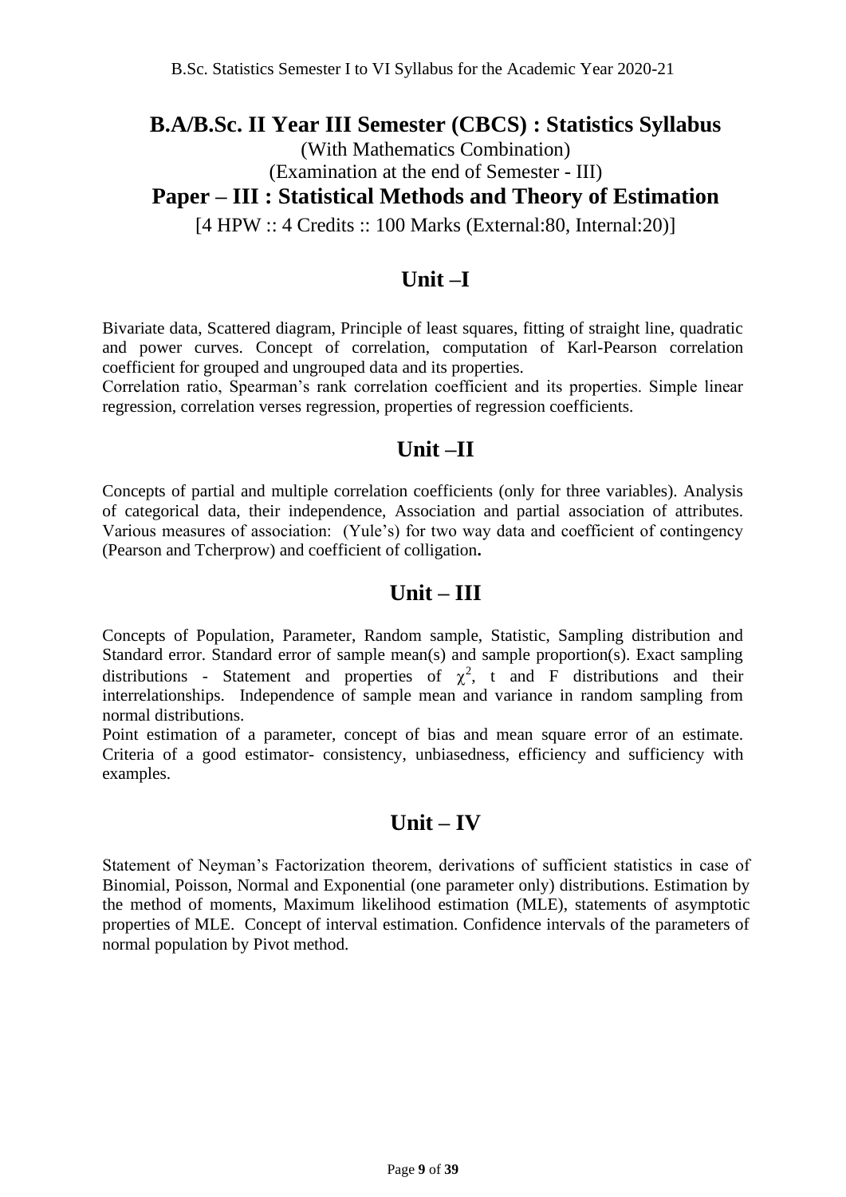# B.A/B.Sc. II Year III Semester (CBCS) : Statistics Syllabus

(With Mathematics Combination)

(Examination at the end of Semester - III)

## Paper – III : Statistical Methods and Theory of Estimation

[4 HPW :: 4 Credits :: 100 Marks (External:80, Internal:20)]

## Unit –I

Bivariate data, Scattered diagram, Principle of least squares, fitting of straight line, quadratic and power curves. Concept of correlation, computation of Karl-Pearson correlation coefficient for grouped and ungrouped data and its properties.

Correlation ratio, Spearman's rank correlation coefficient and its properties. Simple linear regression, correlation verses regression, properties of regression coefficients.

## Unit –II

Concepts of partial and multiple correlation coefficients (only for three variables). Analysis of categorical data, their independence, Association and partial association of attributes. Various measures of association: (Yule's) for two way data and coefficient of contingency (Pearson and Tcherprow) and coefficient of colligation**.**

## Unit – III

Concepts of Population, Parameter, Random sample, Statistic, Sampling distribution and Standard error. Standard error of sample mean(s) and sample proportion(s). Exact sampling distributions - Statement and properties of $\chi^2$, t and F distributions and their interrelationships. Independence of sample mean and variance in random sampling from normal distributions.

Point estimation of a parameter, concept of bias and mean square error of an estimate. Criteria of a good estimator- consistency, unbiasedness, efficiency and sufficiency with examples.

## Unit – IV

Statement of Neyman's Factorization theorem, derivations of sufficient statistics in case of Binomial, Poisson, Normal and Exponential (one parameter only) distributions. Estimation by the method of moments, Maximum likelihood estimation (MLE), statements of asymptotic properties of MLE. Concept of interval estimation. Confidence intervals of the parameters of normal population by Pivot method.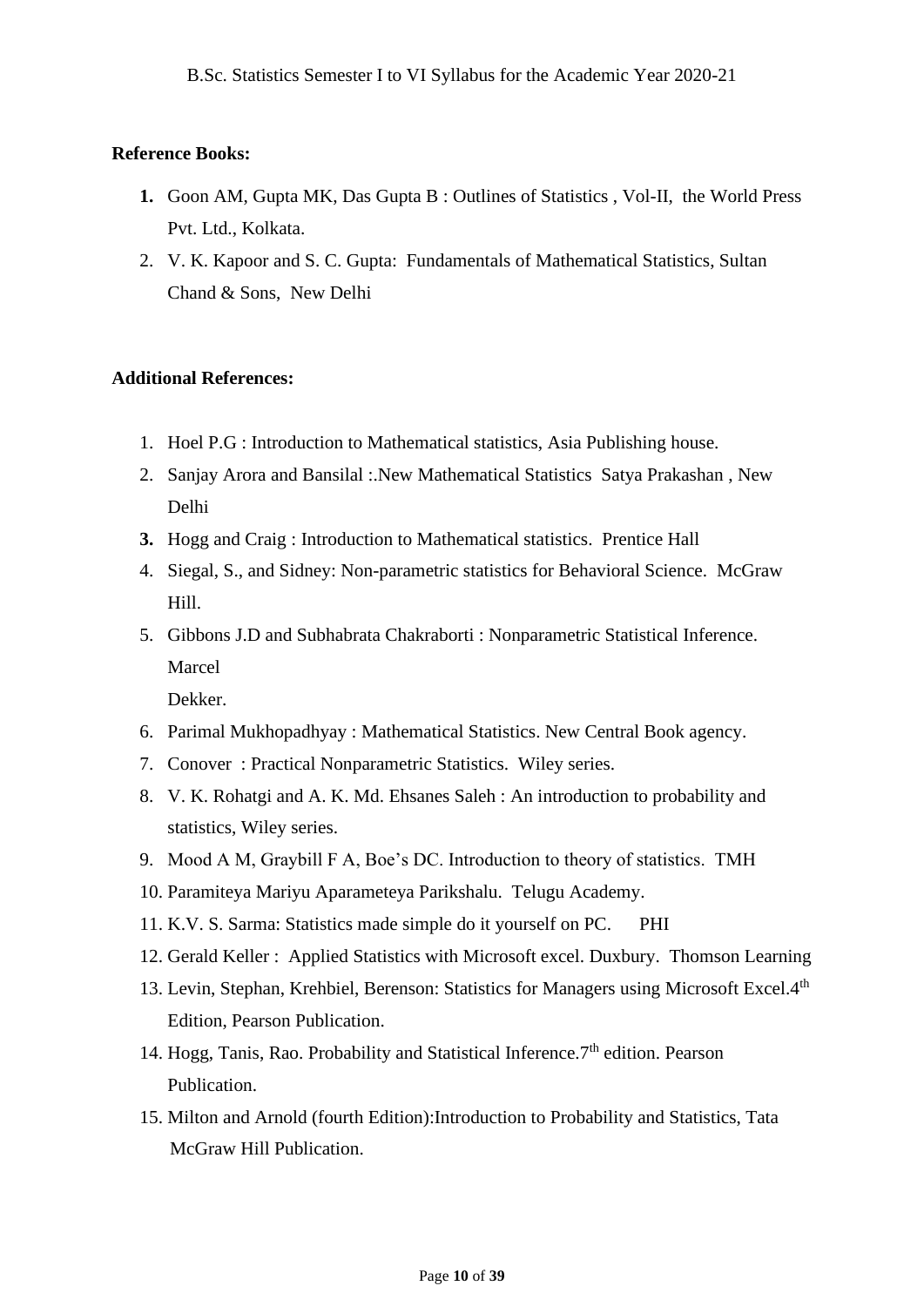**Reference Books:**

1. Goon AM, Gupta MK, Das Gupta B : Outlines of Statistics , Vol-II, the World Press Pvt. Ltd., Kolkata.
2. V. K. Kapoor and S. C. Gupta: Fundamentals of Mathematical Statistics, Sultan Chand & Sons, New Delhi

**Additional References:**

1. Hoel P.G : Introduction to Mathematical statistics, Asia Publishing house.
2. Sanjay Arora and Bansilal :.New Mathematical Statistics Satya Prakashan , New Delhi
3. Hogg and Craig : Introduction to Mathematical statistics. Prentice Hall
4. Siegal, S., and Sidney: Non-parametric statistics for Behavioral Science. McGraw Hill.
5. Gibbons J.D and Subhabrata Chakraborti : Nonparametric Statistical Inference. Marcel Dekker.
6. Parimal Mukhopadhyay : Mathematical Statistics. New Central Book agency.
7. Conover : Practical Nonparametric Statistics. Wiley series.
8. V. K. Rohatgi and A. K. Md. Ehsanes Saleh : An introduction to probability and statistics, Wiley series.
9. Mood A M, Graybill F A, Boe's DC. Introduction to theory of statistics. TMH
10. Paramiteya Mariyu Aparameteya Parikshalu. Telugu Academy.
11. K.V. S. Sarma: Statistics made simple do it yourself on PC. PHI
12. Gerald Keller : Applied Statistics with Microsoft excel. Duxbury. Thomson Learning
13. Levin, Stephan, Krehbiel, Berenson: Statistics for Managers using Microsoft Excel.4th Edition, Pearson Publication.
14. Hogg, Tanis, Rao. Probability and Statistical Inference.7th edition. Pearson Publication.
15. Milton and Arnold (fourth Edition):Introduction to Probability and Statistics, Tata McGraw Hill Publication.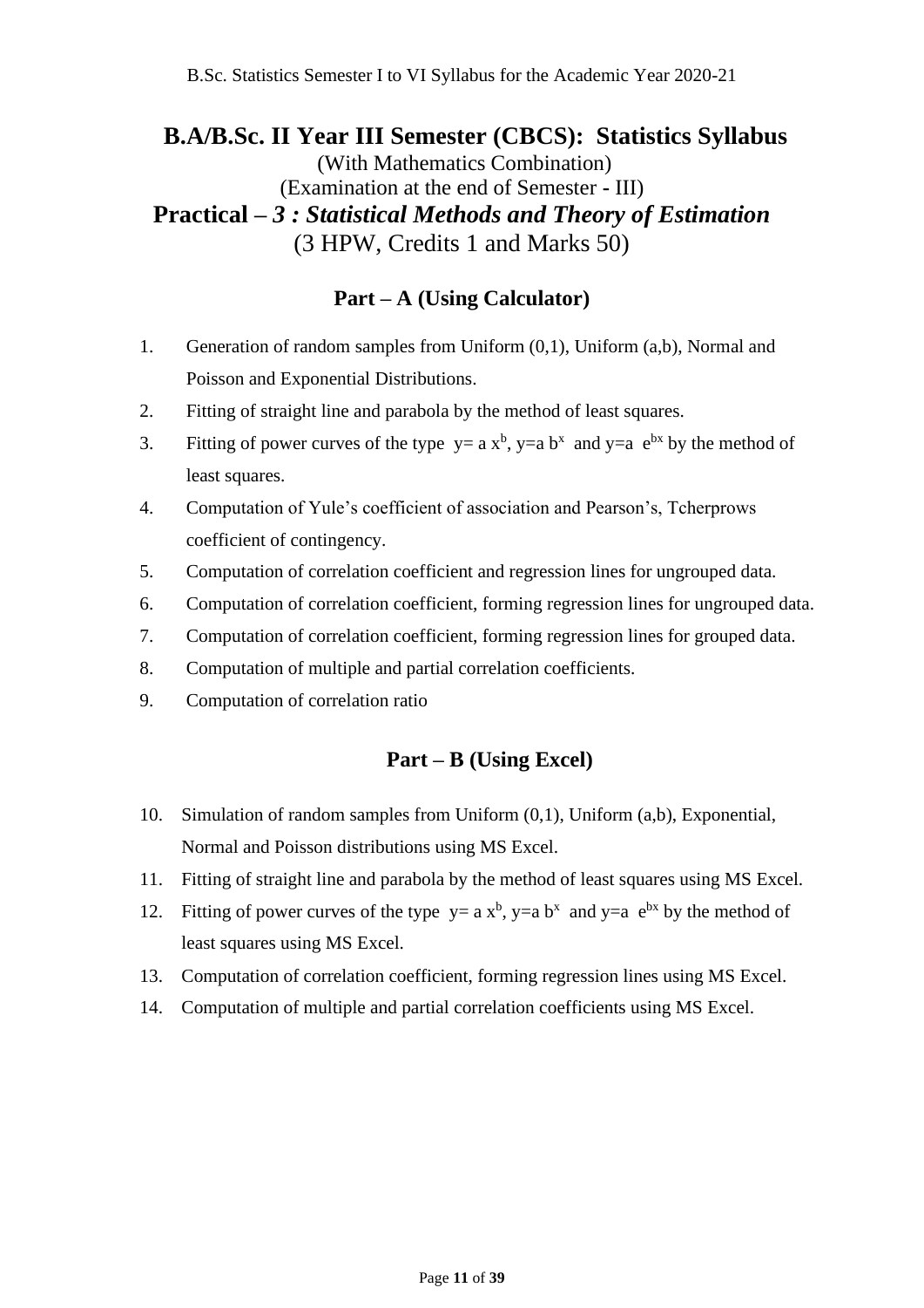# B.A/B.Sc. II Year III Semester (CBCS): Statistics Syllabus

(With Mathematics Combination)

(Examination at the end of Semester - III)

## Practical – *3 : Statistical Methods and Theory of Estimation*

(3 HPW, Credits 1 and Marks 50)

### Part – A (Using Calculator)

1. Generation of random samples from Uniform (0,1), Uniform (a,b), Normal and Poisson and Exponential Distributions.
2. Fitting of straight line and parabola by the method of least squares.
3. Fitting of power curves of the type $y= a\,x^b$, $y=a\,b^x$ and $y=a\,e^{bx}$ by the method of least squares.
4. Computation of Yule's coefficient of association and Pearson's, Tcherprows coefficient of contingency.
5. Computation of correlation coefficient and regression lines for ungrouped data.
6. Computation of correlation coefficient, forming regression lines for ungrouped data.
7. Computation of correlation coefficient, forming regression lines for grouped data.
8. Computation of multiple and partial correlation coefficients.
9. Computation of correlation ratio

### Part – B (Using Excel)

10. Simulation of random samples from Uniform (0,1), Uniform (a,b), Exponential, Normal and Poisson distributions using MS Excel.
11. Fitting of straight line and parabola by the method of least squares using MS Excel.
12. Fitting of power curves of the type $y= a\,x^b$, $y=a\,b^x$ and $y=a\,e^{bx}$ by the method of least squares using MS Excel.
13. Computation of correlation coefficient, forming regression lines using MS Excel.
14. Computation of multiple and partial correlation coefficients using MS Excel.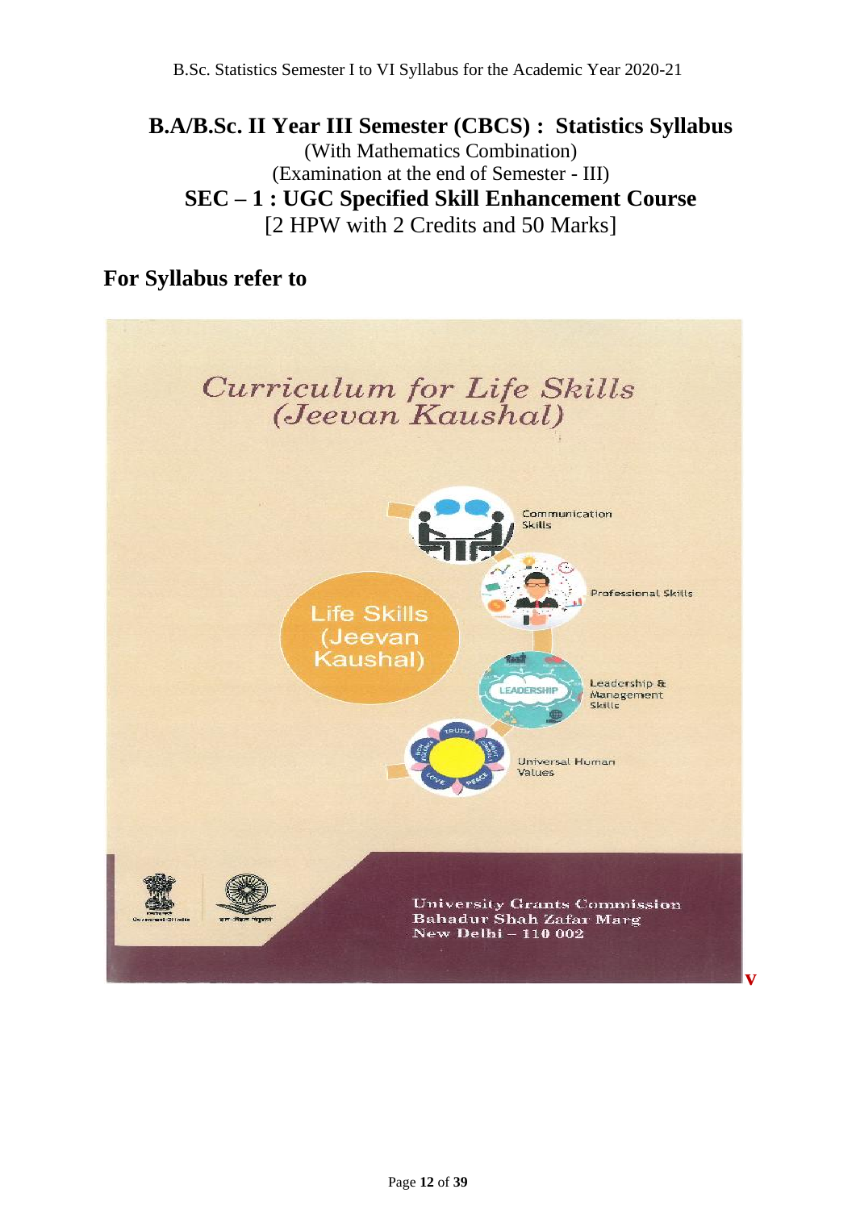# B.A/B.Sc. II Year III Semester (CBCS) : Statistics Syllabus

(With Mathematics Combination)

(Examination at the end of Semester - III)

## SEC – 1 : UGC Specified Skill Enhancement Course

[2 HPW with 2 Credits and 50 Marks]

## For Syllabus refer to

Curriculum for Life Skills (Jeevan Kaushal)

Life Skills (Jeevan Kaushal)

- Communication Skills
- Professional Skills
- Leadership & Management Skills
- Universal Human Values

University Grants Commission
Bahadur Shah Zafar Marg
New Delhi – 110 002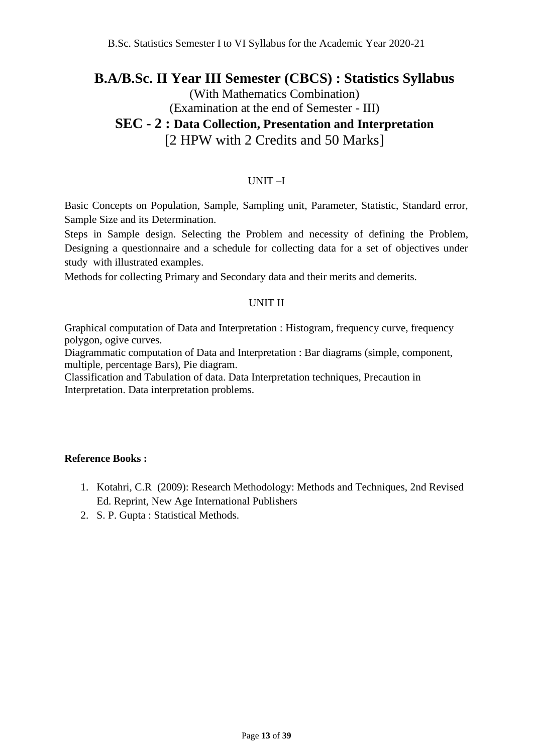# B.A/B.Sc. II Year III Semester (CBCS) : Statistics Syllabus

(With Mathematics Combination)

(Examination at the end of Semester - III)

## SEC - 2 : Data Collection, Presentation and Interpretation

[2 HPW with 2 Credits and 50 Marks]

### UNIT –I

Basic Concepts on Population, Sample, Sampling unit, Parameter, Statistic, Standard error, Sample Size and its Determination.

Steps in Sample design. Selecting the Problem and necessity of defining the Problem, Designing a questionnaire and a schedule for collecting data for a set of objectives under study with illustrated examples.

Methods for collecting Primary and Secondary data and their merits and demerits.

### UNIT II

Graphical computation of Data and Interpretation : Histogram, frequency curve, frequency polygon, ogive curves.

Diagrammatic computation of Data and Interpretation : Bar diagrams (simple, component, multiple, percentage Bars), Pie diagram.

Classification and Tabulation of data. Data Interpretation techniques, Precaution in Interpretation. Data interpretation problems.

**Reference Books :**

1. Kotahri, C.R (2009): Research Methodology: Methods and Techniques, 2nd Revised Ed. Reprint, New Age International Publishers
2. S. P. Gupta : Statistical Methods.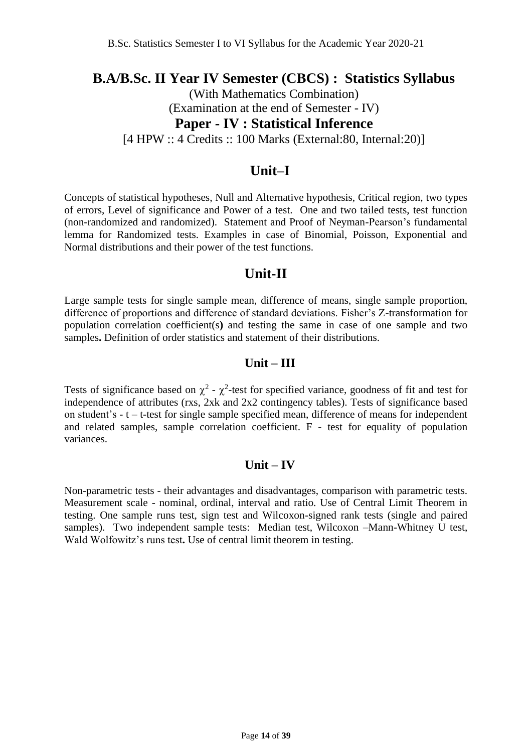# B.A/B.Sc. II Year IV Semester (CBCS) : Statistics Syllabus

(With Mathematics Combination)

(Examination at the end of Semester - IV)

## Paper - IV : Statistical Inference

[4 HPW :: 4 Credits :: 100 Marks (External:80, Internal:20)]

## Unit–I

Concepts of statistical hypotheses, Null and Alternative hypothesis, Critical region, two types of errors, Level of significance and Power of a test. One and two tailed tests, test function (non-randomized and randomized). Statement and Proof of Neyman-Pearson's fundamental lemma for Randomized tests. Examples in case of Binomial, Poisson, Exponential and Normal distributions and their power of the test functions.

## Unit-II

Large sample tests for single sample mean, difference of means, single sample proportion, difference of proportions and difference of standard deviations. Fisher's Z-transformation for population correlation coefficient(s**)** and testing the same in case of one sample and two samples**.** Definition of order statistics and statement of their distributions.

### Unit – III

Tests of significance based on $\chi^2$ - $\chi^2$-test for specified variance, goodness of fit and test for independence of attributes (rxs, 2xk and 2x2 contingency tables). Tests of significance based on student's - t – t-test for single sample specified mean, difference of means for independent and related samples, sample correlation coefficient. F - test for equality of population variances.

### Unit – IV

Non-parametric tests - their advantages and disadvantages, comparison with parametric tests. Measurement scale - nominal, ordinal, interval and ratio. Use of Central Limit Theorem in testing. One sample runs test, sign test and Wilcoxon-signed rank tests (single and paired samples). Two independent sample tests: Median test, Wilcoxon –Mann-Whitney U test, Wald Wolfowitz's runs test**.** Use of central limit theorem in testing.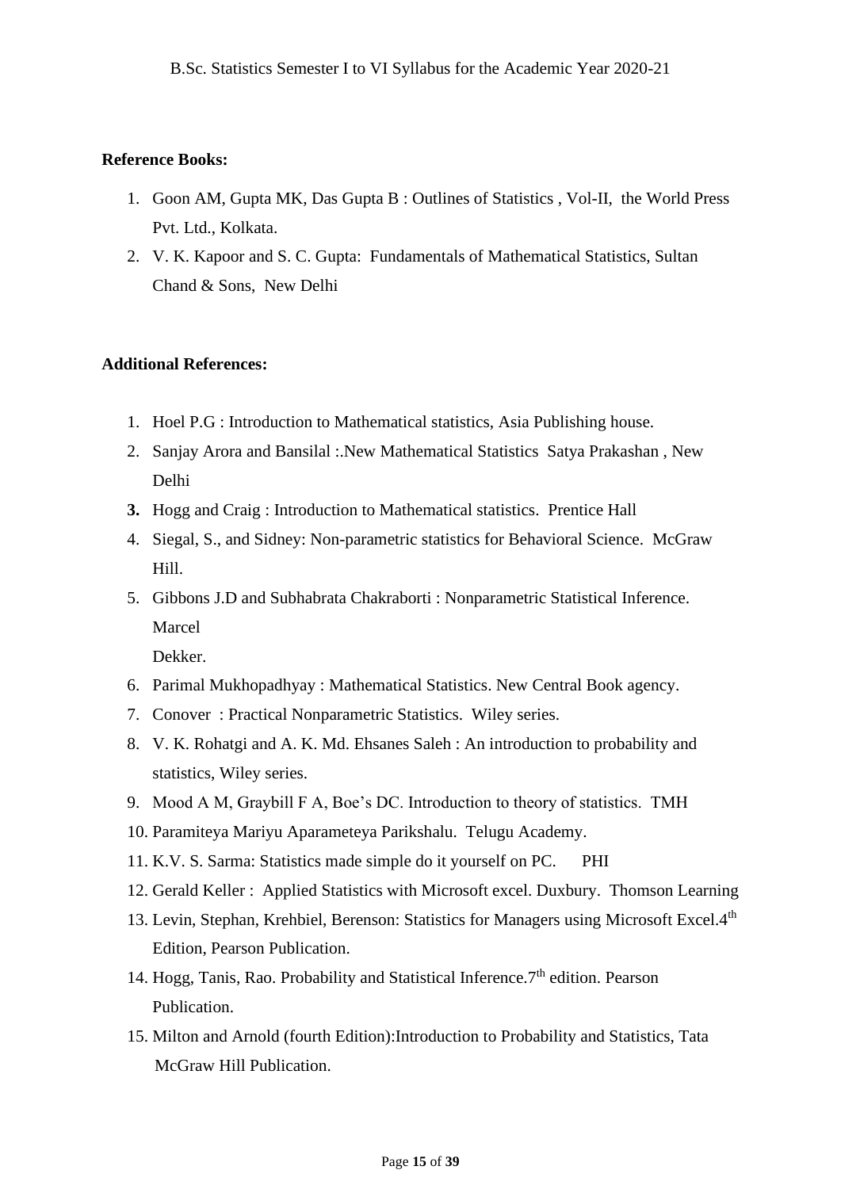**Reference Books:**

1. Goon AM, Gupta MK, Das Gupta B : Outlines of Statistics , Vol-II, the World Press Pvt. Ltd., Kolkata.
2. V. K. Kapoor and S. C. Gupta: Fundamentals of Mathematical Statistics, Sultan Chand & Sons, New Delhi

**Additional References:**

1. Hoel P.G : Introduction to Mathematical statistics, Asia Publishing house.
2. Sanjay Arora and Bansilal :.New Mathematical Statistics Satya Prakashan , New Delhi
3. Hogg and Craig : Introduction to Mathematical statistics. Prentice Hall
4. Siegal, S., and Sidney: Non-parametric statistics for Behavioral Science. McGraw Hill.
5. Gibbons J.D and Subhabrata Chakraborti : Nonparametric Statistical Inference. Marcel Dekker.
6. Parimal Mukhopadhyay : Mathematical Statistics. New Central Book agency.
7. Conover : Practical Nonparametric Statistics. Wiley series.
8. V. K. Rohatgi and A. K. Md. Ehsanes Saleh : An introduction to probability and statistics, Wiley series.
9. Mood A M, Graybill F A, Boe's DC. Introduction to theory of statistics. TMH
10. Paramiteya Mariyu Aparameteya Parikshalu. Telugu Academy.
11. K.V. S. Sarma: Statistics made simple do it yourself on PC. PHI
12. Gerald Keller : Applied Statistics with Microsoft excel. Duxbury. Thomson Learning
13. Levin, Stephan, Krehbiel, Berenson: Statistics for Managers using Microsoft Excel.4th Edition, Pearson Publication.
14. Hogg, Tanis, Rao. Probability and Statistical Inference.7th edition. Pearson Publication.
15. Milton and Arnold (fourth Edition):Introduction to Probability and Statistics, Tata McGraw Hill Publication.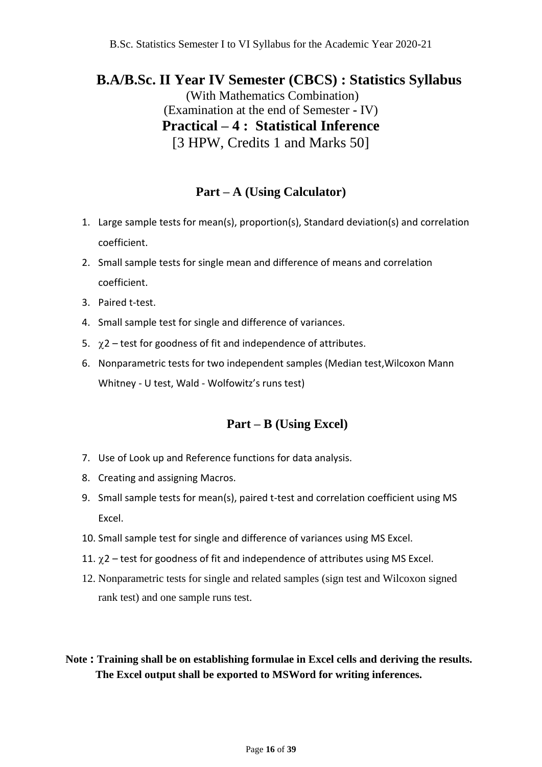# B.A/B.Sc. II Year IV Semester (CBCS) : Statistics Syllabus

(With Mathematics Combination)

(Examination at the end of Semester - IV)

## Practical – 4 : Statistical Inference

[3 HPW, Credits 1 and Marks 50]

### Part – A (Using Calculator)

1. Large sample tests for mean(s), proportion(s), Standard deviation(s) and correlation coefficient.
2. Small sample tests for single mean and difference of means and correlation coefficient.
3. Paired t-test.
4. Small sample test for single and difference of variances.
5. $\chi 2$ – test for goodness of fit and independence of attributes.
6. Nonparametric tests for two independent samples (Median test,Wilcoxon Mann Whitney - U test, Wald - Wolfowitz's runs test)

### Part – B (Using Excel)

7. Use of Look up and Reference functions for data analysis.
8. Creating and assigning Macros.
9. Small sample tests for mean(s), paired t-test and correlation coefficient using MS Excel.
10. Small sample test for single and difference of variances using MS Excel.
11. $\chi 2$ – test for goodness of fit and independence of attributes using MS Excel.
12. Nonparametric tests for single and related samples (sign test and Wilcoxon signed rank test) and one sample runs test.

**Note : Training shall be on establishing formulae in Excel cells and deriving the results. The Excel output shall be exported to MSWord for writing inferences.**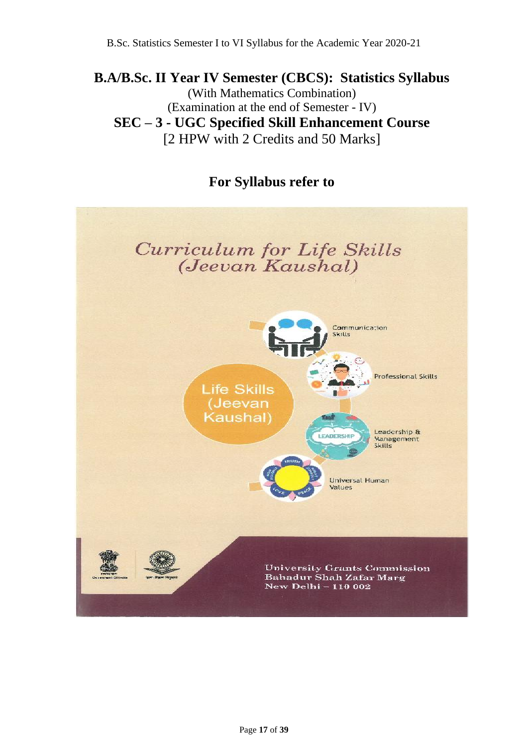# B.A/B.Sc. II Year IV Semester (CBCS): Statistics Syllabus

(With Mathematics Combination)

(Examination at the end of Semester - IV)

## SEC – 3 - UGC Specified Skill Enhancement Course

[2 HPW with 2 Credits and 50 Marks]

## For Syllabus refer to

*Curriculum for Life Skills (Jeevan Kaushal)*

Life Skills (Jeevan Kaushal)

- Communication Skills
- Professional Skills
- Leadership & Management Skills
- Universal Human Values

University Grants Commission
Bahadur Shah Zafar Marg
New Delhi – 110 002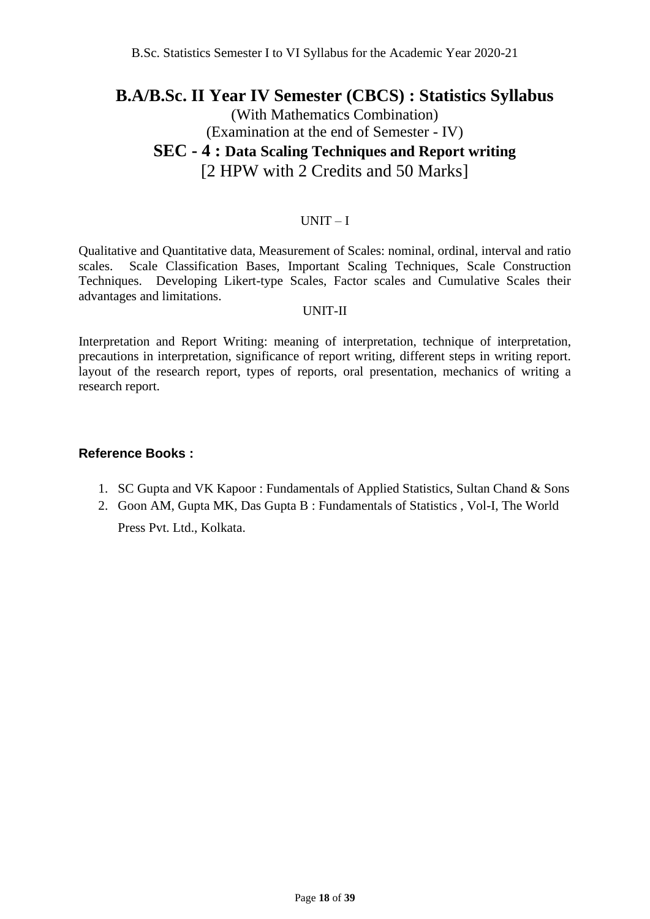# B.A/B.Sc. II Year IV Semester (CBCS) : Statistics Syllabus

(With Mathematics Combination)

(Examination at the end of Semester - IV)

## SEC - 4 : Data Scaling Techniques and Report writing

[2 HPW with 2 Credits and 50 Marks]

### UNIT – I

Qualitative and Quantitative data, Measurement of Scales: nominal, ordinal, interval and ratio scales. Scale Classification Bases, Important Scaling Techniques, Scale Construction Techniques. Developing Likert-type Scales, Factor scales and Cumulative Scales their advantages and limitations.

### UNIT-II

Interpretation and Report Writing: meaning of interpretation, technique of interpretation, precautions in interpretation, significance of report writing, different steps in writing report. layout of the research report, types of reports, oral presentation, mechanics of writing a research report.

### Reference Books :

1. SC Gupta and VK Kapoor : Fundamentals of Applied Statistics, Sultan Chand & Sons
2. Goon AM, Gupta MK, Das Gupta B : Fundamentals of Statistics , Vol-I, The World Press Pvt. Ltd., Kolkata.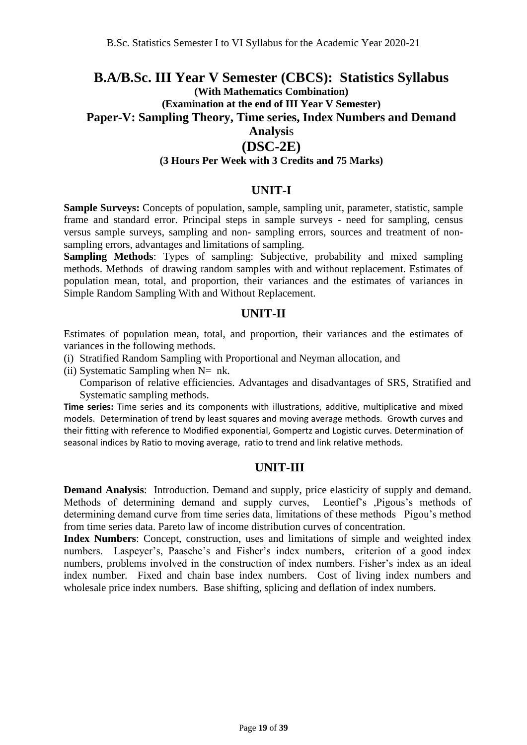# B.A/B.Sc. III Year V Semester (CBCS): Statistics Syllabus

**(With Mathematics Combination)**

**(Examination at the end of III Year V Semester)**

## Paper-V: Sampling Theory, Time series, Index Numbers and Demand Analysis

## (DSC-2E)

**(3 Hours Per Week with 3 Credits and 75 Marks)**

### UNIT-I

**Sample Surveys:** Concepts of population, sample, sampling unit, parameter, statistic, sample frame and standard error. Principal steps in sample surveys - need for sampling, census versus sample surveys, sampling and non- sampling errors, sources and treatment of non-sampling errors, advantages and limitations of sampling.

**Sampling Methods**: Types of sampling: Subjective, probability and mixed sampling methods. Methods of drawing random samples with and without replacement. Estimates of population mean, total, and proportion, their variances and the estimates of variances in Simple Random Sampling With and Without Replacement.

### UNIT-II

Estimates of population mean, total, and proportion, their variances and the estimates of variances in the following methods.

(i) Stratified Random Sampling with Proportional and Neyman allocation, and

(ii) Systematic Sampling when $N= nk$.

Comparison of relative efficiencies. Advantages and disadvantages of SRS, Stratified and Systematic sampling methods.

**Time series:** Time series and its components with illustrations, additive, multiplicative and mixed models. Determination of trend by least squares and moving average methods. Growth curves and their fitting with reference to Modified exponential, Gompertz and Logistic curves. Determination of seasonal indices by Ratio to moving average, ratio to trend and link relative methods.

### UNIT-III

**Demand Analysis**: Introduction. Demand and supply, price elasticity of supply and demand. Methods of determining demand and supply curves, Leontief's ,Pigous's methods of determining demand curve from time series data, limitations of these methods Pigou's method from time series data. Pareto law of income distribution curves of concentration.

**Index Numbers**: Concept, construction, uses and limitations of simple and weighted index numbers. Laspeyer's, Paasche's and Fisher's index numbers, criterion of a good index numbers, problems involved in the construction of index numbers. Fisher's index as an ideal index number. Fixed and chain base index numbers. Cost of living index numbers and wholesale price index numbers. Base shifting, splicing and deflation of index numbers.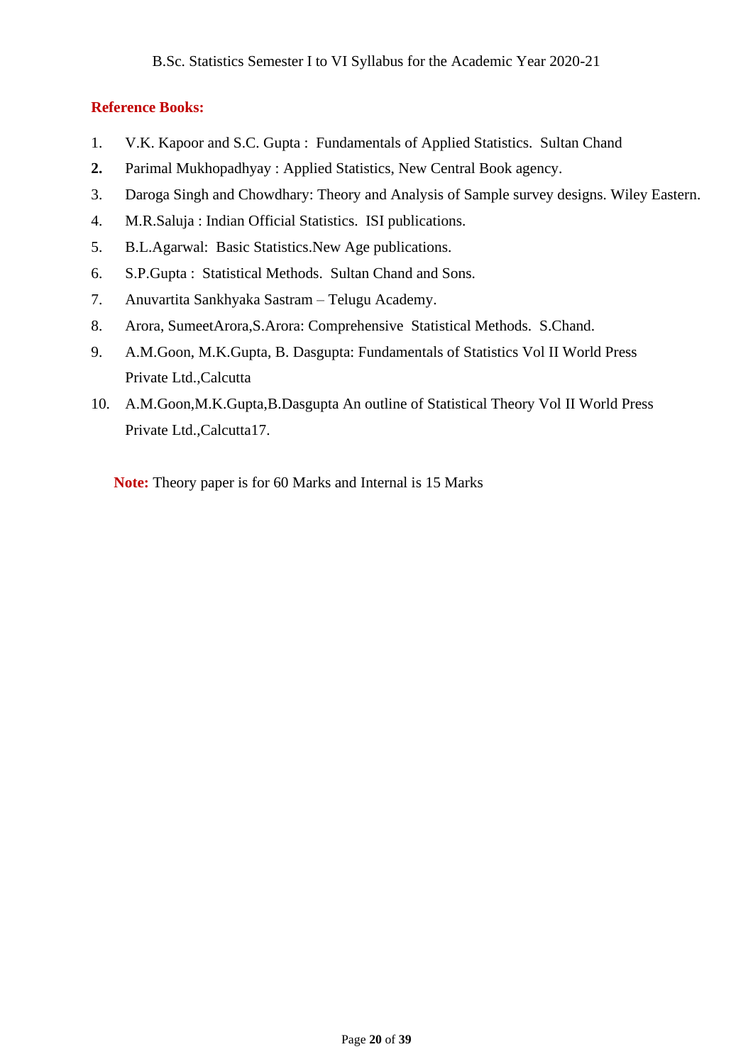**Reference Books:**

1. V.K. Kapoor and S.C. Gupta : Fundamentals of Applied Statistics. Sultan Chand
2. Parimal Mukhopadhyay : Applied Statistics, New Central Book agency.
3. Daroga Singh and Chowdhary: Theory and Analysis of Sample survey designs. Wiley Eastern.
4. M.R.Saluja : Indian Official Statistics. ISI publications.
5. B.L.Agarwal: Basic Statistics.New Age publications.
6. S.P.Gupta : Statistical Methods. Sultan Chand and Sons.
7. Anuvartita Sankhyaka Sastram – Telugu Academy.
8. Arora, SumeetArora,S.Arora: Comprehensive Statistical Methods. S.Chand.
9. A.M.Goon, M.K.Gupta, B. Dasgupta: Fundamentals of Statistics Vol II World Press Private Ltd.,Calcutta
10. A.M.Goon,M.K.Gupta,B.Dasgupta An outline of Statistical Theory Vol II World Press Private Ltd.,Calcutta17.

**Note:** Theory paper is for 60 Marks and Internal is 15 Marks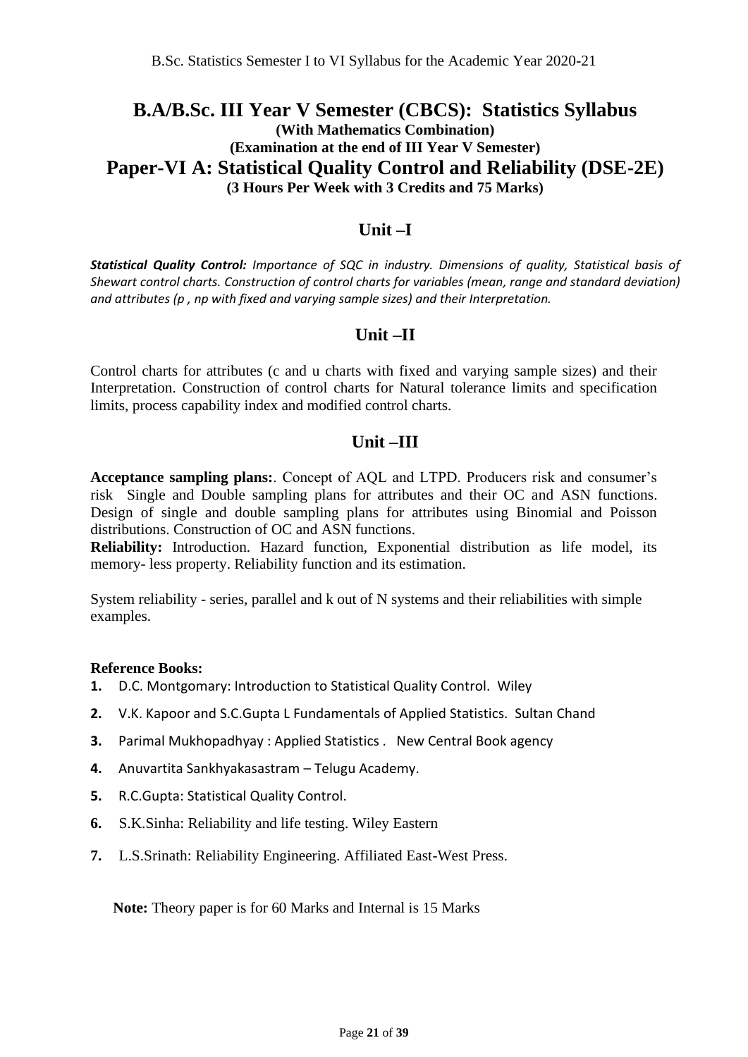# B.A/B.Sc. III Year V Semester (CBCS): Statistics Syllabus

**(With Mathematics Combination)**

**(Examination at the end of III Year V Semester)**

## Paper-VI A: Statistical Quality Control and Reliability (DSE-2E)

**(3 Hours Per Week with 3 Credits and 75 Marks)**

### Unit –I

***Statistical Quality Control:*** *Importance of SQC in industry. Dimensions of quality, Statistical basis of Shewart control charts. Construction of control charts for variables (mean, range and standard deviation) and attributes (p , np with fixed and varying sample sizes) and their Interpretation.*

### Unit –II

Control charts for attributes (c and u charts with fixed and varying sample sizes) and their Interpretation. Construction of control charts for Natural tolerance limits and specification limits, process capability index and modified control charts.

### Unit –III

**Acceptance sampling plans:**. Concept of AQL and LTPD. Producers risk and consumer's risk Single and Double sampling plans for attributes and their OC and ASN functions. Design of single and double sampling plans for attributes using Binomial and Poisson distributions. Construction of OC and ASN functions.

**Reliability:** Introduction. Hazard function, Exponential distribution as life model, its memory- less property. Reliability function and its estimation.

System reliability - series, parallel and k out of N systems and their reliabilities with simple examples.

**Reference Books:**

1. D.C. Montgomary: Introduction to Statistical Quality Control. Wiley
2. V.K. Kapoor and S.C.Gupta L Fundamentals of Applied Statistics. Sultan Chand
3. Parimal Mukhopadhyay : Applied Statistics . New Central Book agency
4. Anuvartita Sankhyakasastram – Telugu Academy.
5. R.C.Gupta: Statistical Quality Control.
6. S.K.Sinha: Reliability and life testing. Wiley Eastern
7. L.S.Srinath: Reliability Engineering. Affiliated East-West Press.

**Note:** Theory paper is for 60 Marks and Internal is 15 Marks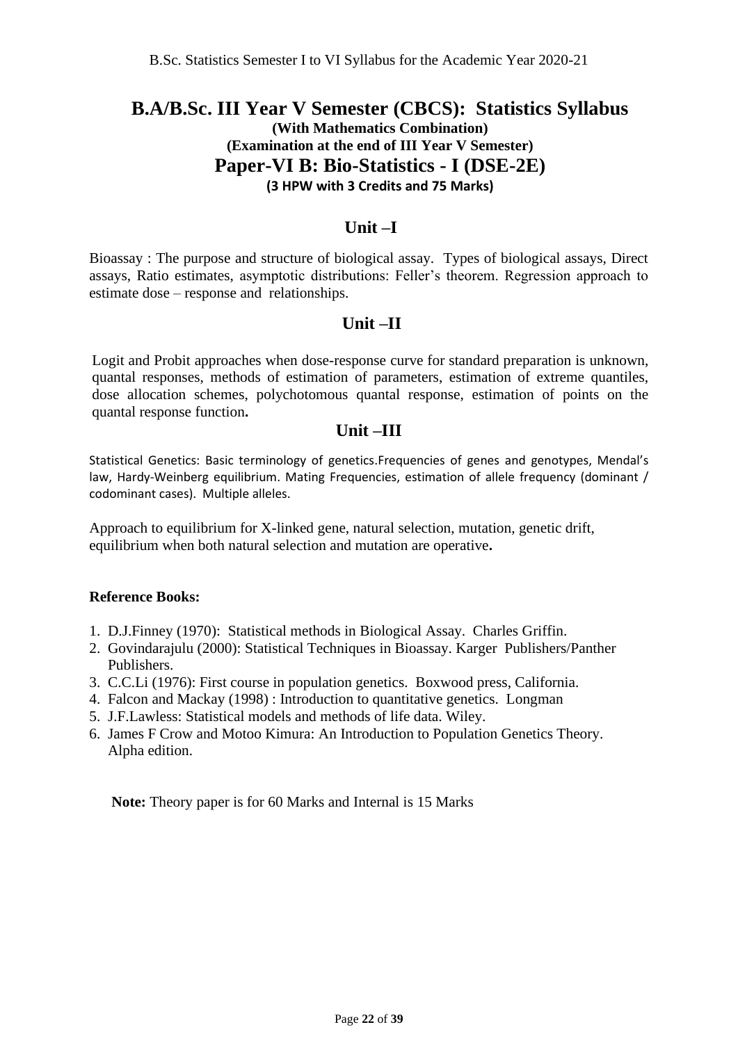# B.A/B.Sc. III Year V Semester (CBCS): Statistics Syllabus

**(With Mathematics Combination)**

**(Examination at the end of III Year V Semester)**

## Paper-VI B: Bio-Statistics - I (DSE-2E)

**(3 HPW with 3 Credits and 75 Marks)**

### Unit –I

Bioassay : The purpose and structure of biological assay. Types of biological assays, Direct assays, Ratio estimates, asymptotic distributions: Feller's theorem. Regression approach to estimate dose – response and relationships.

### Unit –II

Logit and Probit approaches when dose-response curve for standard preparation is unknown, quantal responses, methods of estimation of parameters, estimation of extreme quantiles, dose allocation schemes, polychotomous quantal response, estimation of points on the quantal response function**.**

### Unit –III

Statistical Genetics: Basic terminology of genetics.Frequencies of genes and genotypes, Mendal's law, Hardy-Weinberg equilibrium. Mating Frequencies, estimation of allele frequency (dominant / codominant cases). Multiple alleles.

Approach to equilibrium for X-linked gene, natural selection, mutation, genetic drift, equilibrium when both natural selection and mutation are operative**.**

**Reference Books:**

1. D.J.Finney (1970): Statistical methods in Biological Assay. Charles Griffin.
2. Govindarajulu (2000): Statistical Techniques in Bioassay. Karger Publishers/Panther Publishers.
3. C.C.Li (1976): First course in population genetics. Boxwood press, California.
4. Falcon and Mackay (1998) : Introduction to quantitative genetics. Longman
5. J.F.Lawless: Statistical models and methods of life data. Wiley.
6. James F Crow and Motoo Kimura: An Introduction to Population Genetics Theory. Alpha edition.

**Note:** Theory paper is for 60 Marks and Internal is 15 Marks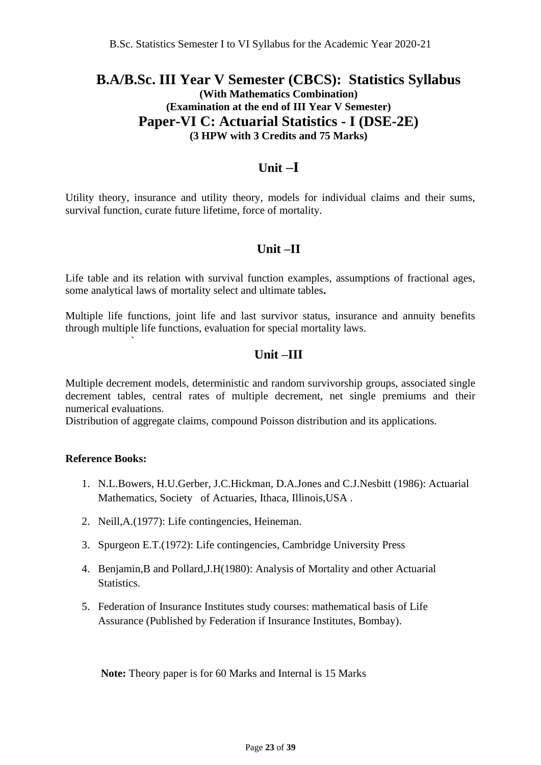# B.A/B.Sc. III Year V Semester (CBCS): Statistics Syllabus

**(With Mathematics Combination)**

**(Examination at the end of III Year V Semester)**

## Paper-VI C: Actuarial Statistics - I (DSE-2E)

**(3 HPW with 3 Credits and 75 Marks)**

### Unit –I

Utility theory, insurance and utility theory, models for individual claims and their sums, survival function, curate future lifetime, force of mortality.

### Unit –II

Life table and its relation with survival function examples, assumptions of fractional ages, some analytical laws of mortality select and ultimate tables**.**

Multiple life functions, joint life and last survivor status, insurance and annuity benefits through multiple life functions, evaluation for special mortality laws.

### Unit –III

Multiple decrement models, deterministic and random survivorship groups, associated single decrement tables, central rates of multiple decrement, net single premiums and their numerical evaluations.

Distribution of aggregate claims, compound Poisson distribution and its applications.

**Reference Books:**

1. N.L.Bowers, H.U.Gerber, J.C.Hickman, D.A.Jones and C.J.Nesbitt (1986): Actuarial Mathematics, Society of Actuaries, Ithaca, Illinois,USA .
2. Neill,A.(1977): Life contingencies, Heineman.
3. Spurgeon E.T.(1972): Life contingencies, Cambridge University Press
4. Benjamin,B and Pollard,J.H(1980): Analysis of Mortality and other Actuarial Statistics.
5. Federation of Insurance Institutes study courses: mathematical basis of Life Assurance (Published by Federation if Insurance Institutes, Bombay).

**Note:** Theory paper is for 60 Marks and Internal is 15 Marks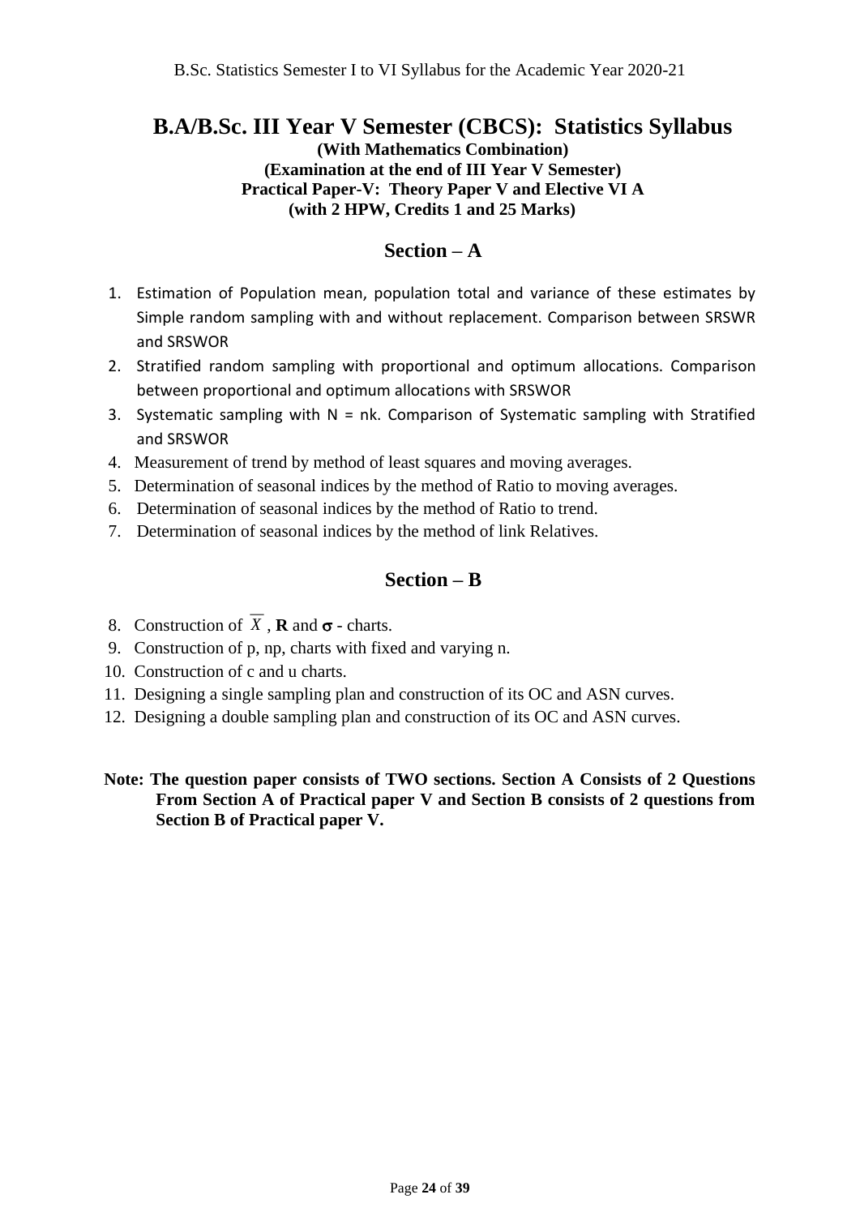# B.A/B.Sc. III Year V Semester (CBCS): Statistics Syllabus

**(With Mathematics Combination)**
**(Examination at the end of III Year V Semester)**
**Practical Paper-V: Theory Paper V and Elective VI A**
**(with 2 HPW, Credits 1 and 25 Marks)**

## Section – A

1. Estimation of Population mean, population total and variance of these estimates by Simple random sampling with and without replacement. Comparison between SRSWR and SRSWOR
2. Stratified random sampling with proportional and optimum allocations. Comparison between proportional and optimum allocations with SRSWOR
3. Systematic sampling with N = nk. Comparison of Systematic sampling with Stratified and SRSWOR
4. Measurement of trend by method of least squares and moving averages.
5. Determination of seasonal indices by the method of Ratio to moving averages.
6. Determination of seasonal indices by the method of Ratio to trend.
7. Determination of seasonal indices by the method of link Relatives.

## Section – B

8. Construction of $\overline{X}$, **R** and $\boldsymbol{\sigma}$ - charts.
9. Construction of p, np, charts with fixed and varying n.
10. Construction of c and u charts.
11. Designing a single sampling plan and construction of its OC and ASN curves.
12. Designing a double sampling plan and construction of its OC and ASN curves.

**Note: The question paper consists of TWO sections. Section A Consists of 2 Questions From Section A of Practical paper V and Section B consists of 2 questions from Section B of Practical paper V.**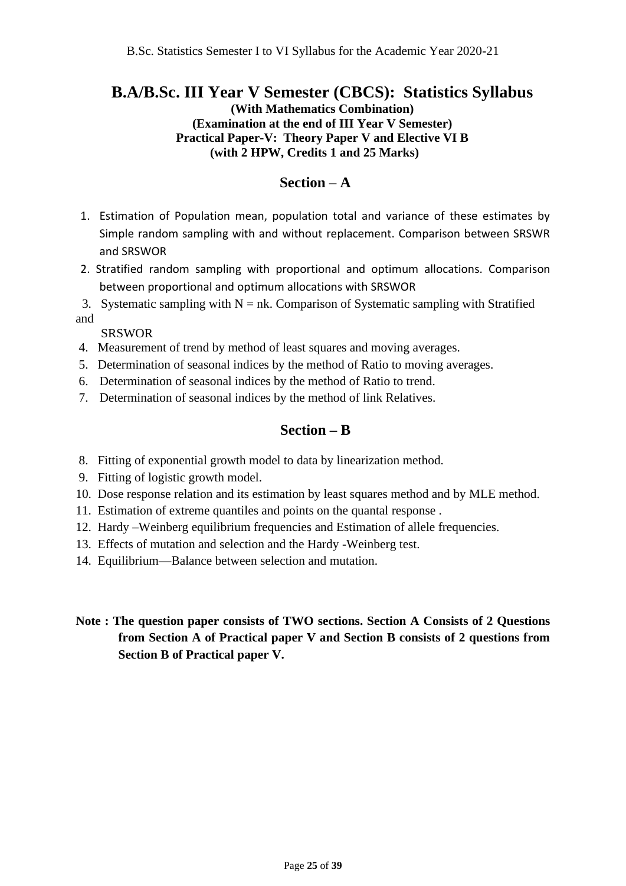# B.A/B.Sc. III Year V Semester (CBCS): Statistics Syllabus

**(With Mathematics Combination)**
**(Examination at the end of III Year V Semester)**
**Practical Paper-V: Theory Paper V and Elective VI B**
**(with 2 HPW, Credits 1 and 25 Marks)**

## Section – A

1. Estimation of Population mean, population total and variance of these estimates by Simple random sampling with and without replacement. Comparison between SRSWR and SRSWOR
2. Stratified random sampling with proportional and optimum allocations. Comparison between proportional and optimum allocations with SRSWOR
3. Systematic sampling with $N = nk$. Comparison of Systematic sampling with Stratified and SRSWOR
4. Measurement of trend by method of least squares and moving averages.
5. Determination of seasonal indices by the method of Ratio to moving averages.
6. Determination of seasonal indices by the method of Ratio to trend.
7. Determination of seasonal indices by the method of link Relatives.

## Section – B

8. Fitting of exponential growth model to data by linearization method.
9. Fitting of logistic growth model.
10. Dose response relation and its estimation by least squares method and by MLE method.
11. Estimation of extreme quantiles and points on the quantal response .
12. Hardy –Weinberg equilibrium frequencies and Estimation of allele frequencies.
13. Effects of mutation and selection and the Hardy -Weinberg test.
14. Equilibrium—Balance between selection and mutation.

**Note : The question paper consists of TWO sections. Section A Consists of 2 Questions from Section A of Practical paper V and Section B consists of 2 questions from Section B of Practical paper V.**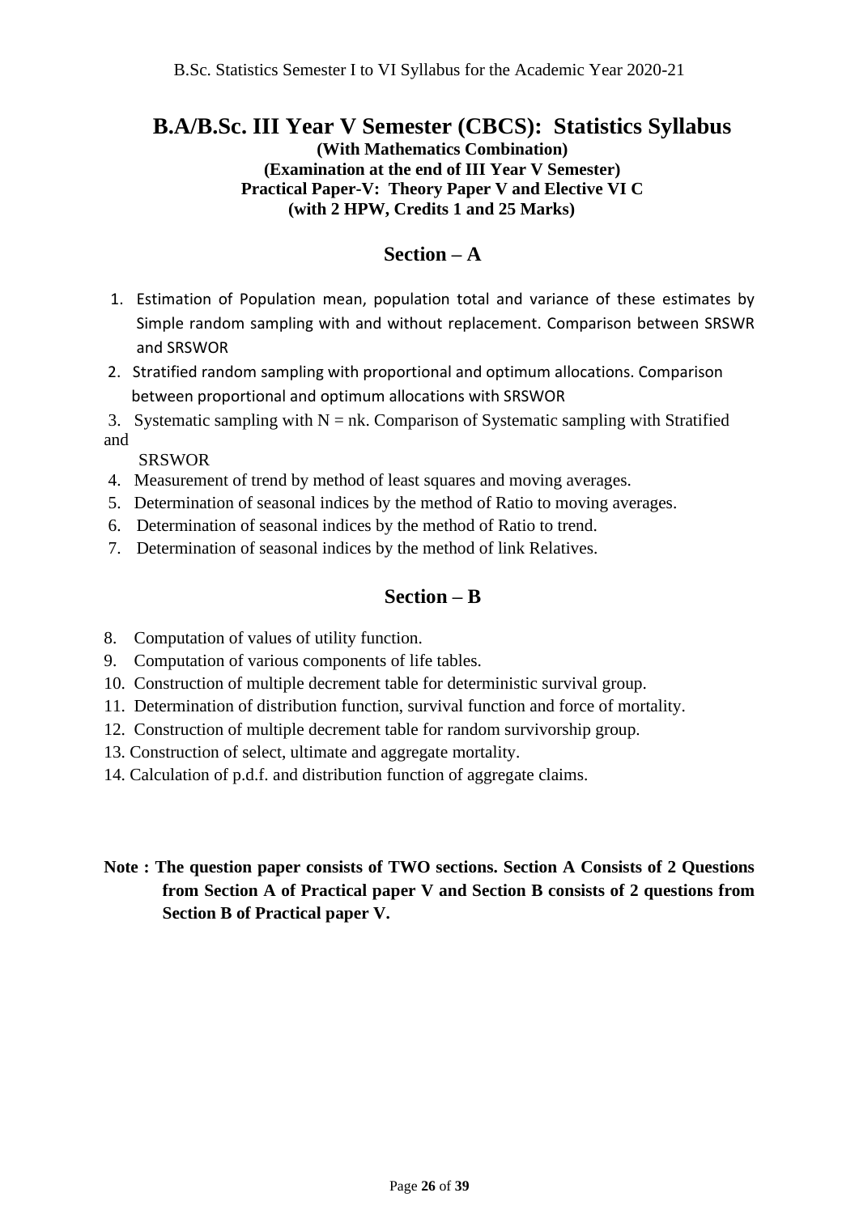# B.A/B.Sc. III Year V Semester (CBCS): Statistics Syllabus

**(With Mathematics Combination)**
**(Examination at the end of III Year V Semester)**
**Practical Paper-V: Theory Paper V and Elective VI C**
**(with 2 HPW, Credits 1 and 25 Marks)**

## Section – A

1. Estimation of Population mean, population total and variance of these estimates by Simple random sampling with and without replacement. Comparison between SRSWR and SRSWOR
2. Stratified random sampling with proportional and optimum allocations. Comparison between proportional and optimum allocations with SRSWOR
3. Systematic sampling with $N = nk$. Comparison of Systematic sampling with Stratified and SRSWOR
4. Measurement of trend by method of least squares and moving averages.
5. Determination of seasonal indices by the method of Ratio to moving averages.
6. Determination of seasonal indices by the method of Ratio to trend.
7. Determination of seasonal indices by the method of link Relatives.

## Section – B

8. Computation of values of utility function.
9. Computation of various components of life tables.
10. Construction of multiple decrement table for deterministic survival group.
11. Determination of distribution function, survival function and force of mortality.
12. Construction of multiple decrement table for random survivorship group.
13. Construction of select, ultimate and aggregate mortality.
14. Calculation of p.d.f. and distribution function of aggregate claims.

**Note : The question paper consists of TWO sections. Section A Consists of 2 Questions from Section A of Practical paper V and Section B consists of 2 questions from Section B of Practical paper V.**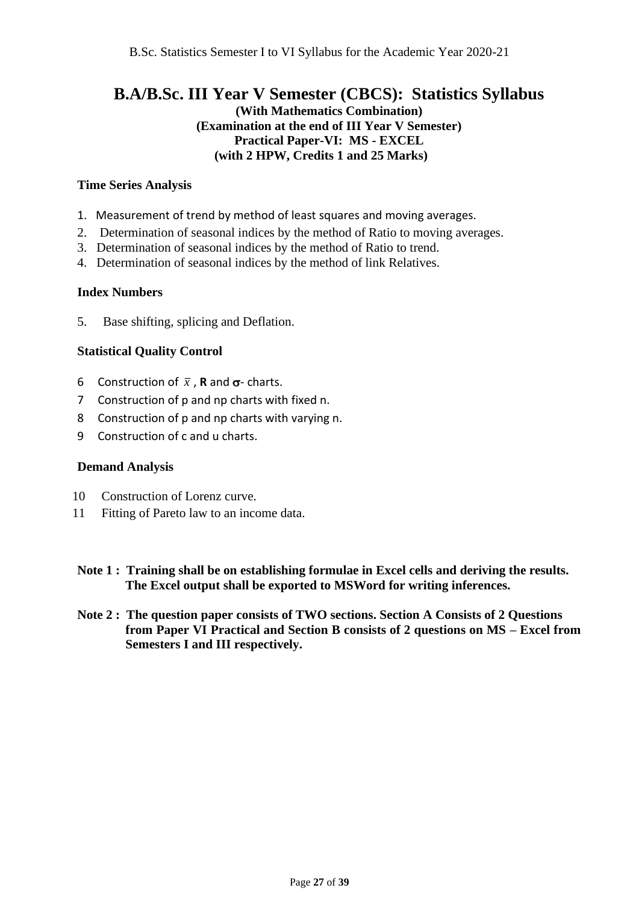# B.A/B.Sc. III Year V Semester (CBCS): Statistics Syllabus

**(With Mathematics Combination)**
**(Examination at the end of III Year V Semester)**
**Practical Paper-VI: MS - EXCEL**
**(with 2 HPW, Credits 1 and 25 Marks)**

### Time Series Analysis

1. Measurement of trend by method of least squares and moving averages.
2. Determination of seasonal indices by the method of Ratio to moving averages.
3. Determination of seasonal indices by the method of Ratio to trend.
4. Determination of seasonal indices by the method of link Relatives.

### Index Numbers

5. Base shifting, splicing and Deflation.

### Statistical Quality Control

6. Construction of $\bar{x}$ , **R** and $\sigma$- charts.
7. Construction of p and np charts with fixed n.
8. Construction of p and np charts with varying n.
9. Construction of c and u charts.

### Demand Analysis

10. Construction of Lorenz curve.
11. Fitting of Pareto law to an income data.

**Note 1 : Training shall be on establishing formulae in Excel cells and deriving the results. The Excel output shall be exported to MSWord for writing inferences.**

**Note 2 : The question paper consists of TWO sections. Section A Consists of 2 Questions from Paper VI Practical and Section B consists of 2 questions on MS – Excel from Semesters I and III respectively.**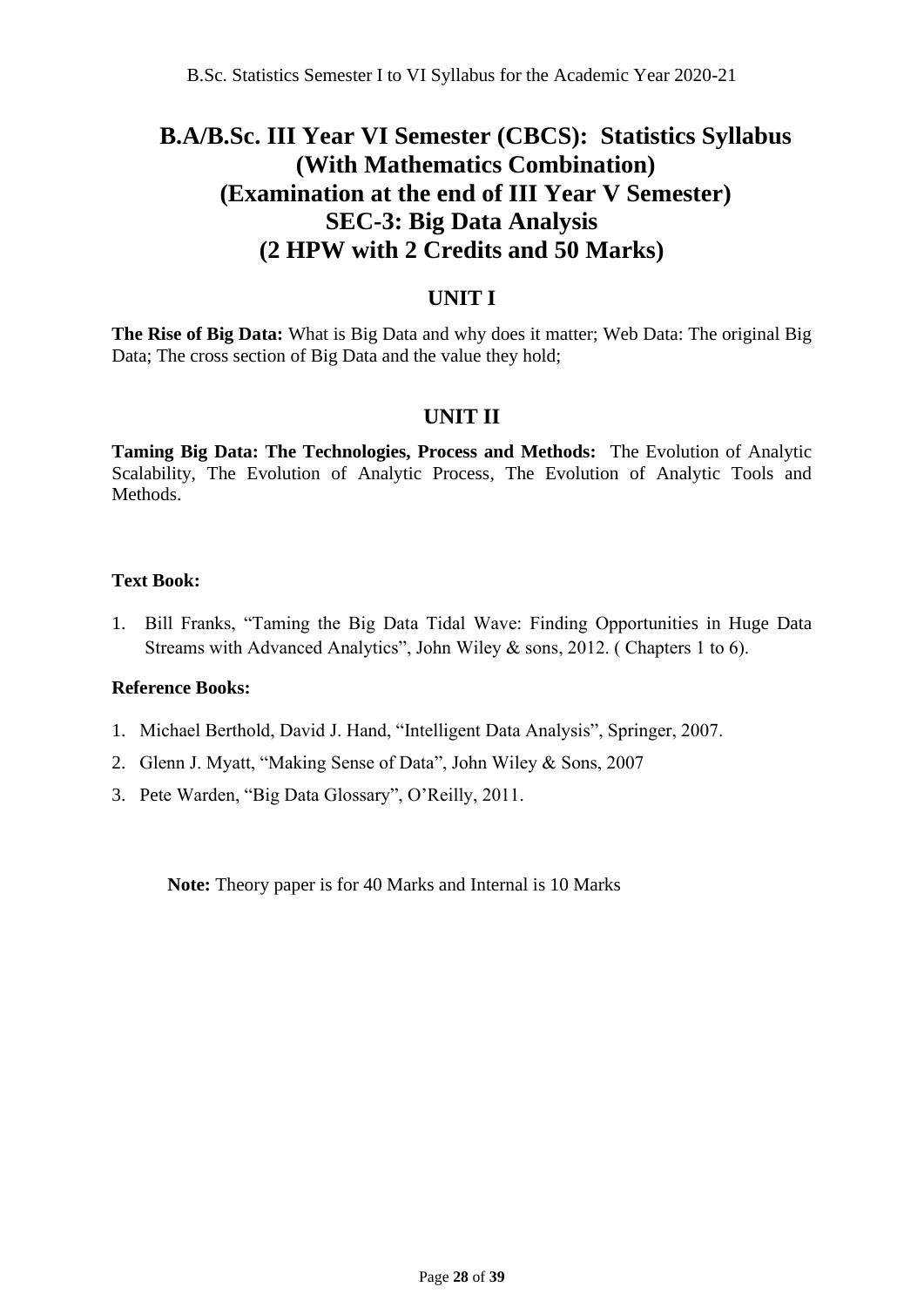# B.A/B.Sc. III Year VI Semester (CBCS): Statistics Syllabus (With Mathematics Combination) (Examination at the end of III Year V Semester) SEC-3: Big Data Analysis (2 HPW with 2 Credits and 50 Marks)

## UNIT I

**The Rise of Big Data:** What is Big Data and why does it matter; Web Data: The original Big Data; The cross section of Big Data and the value they hold;

## UNIT II

**Taming Big Data: The Technologies, Process and Methods:** The Evolution of Analytic Scalability, The Evolution of Analytic Process, The Evolution of Analytic Tools and Methods.

**Text Book:**

1. Bill Franks, "Taming the Big Data Tidal Wave: Finding Opportunities in Huge Data Streams with Advanced Analytics", John Wiley & sons, 2012. ( Chapters 1 to 6).

**Reference Books:**

1. Michael Berthold, David J. Hand, "Intelligent Data Analysis", Springer, 2007.
2. Glenn J. Myatt, "Making Sense of Data", John Wiley & Sons, 2007
3. Pete Warden, "Big Data Glossary", O'Reilly, 2011.

**Note:** Theory paper is for 40 Marks and Internal is 10 Marks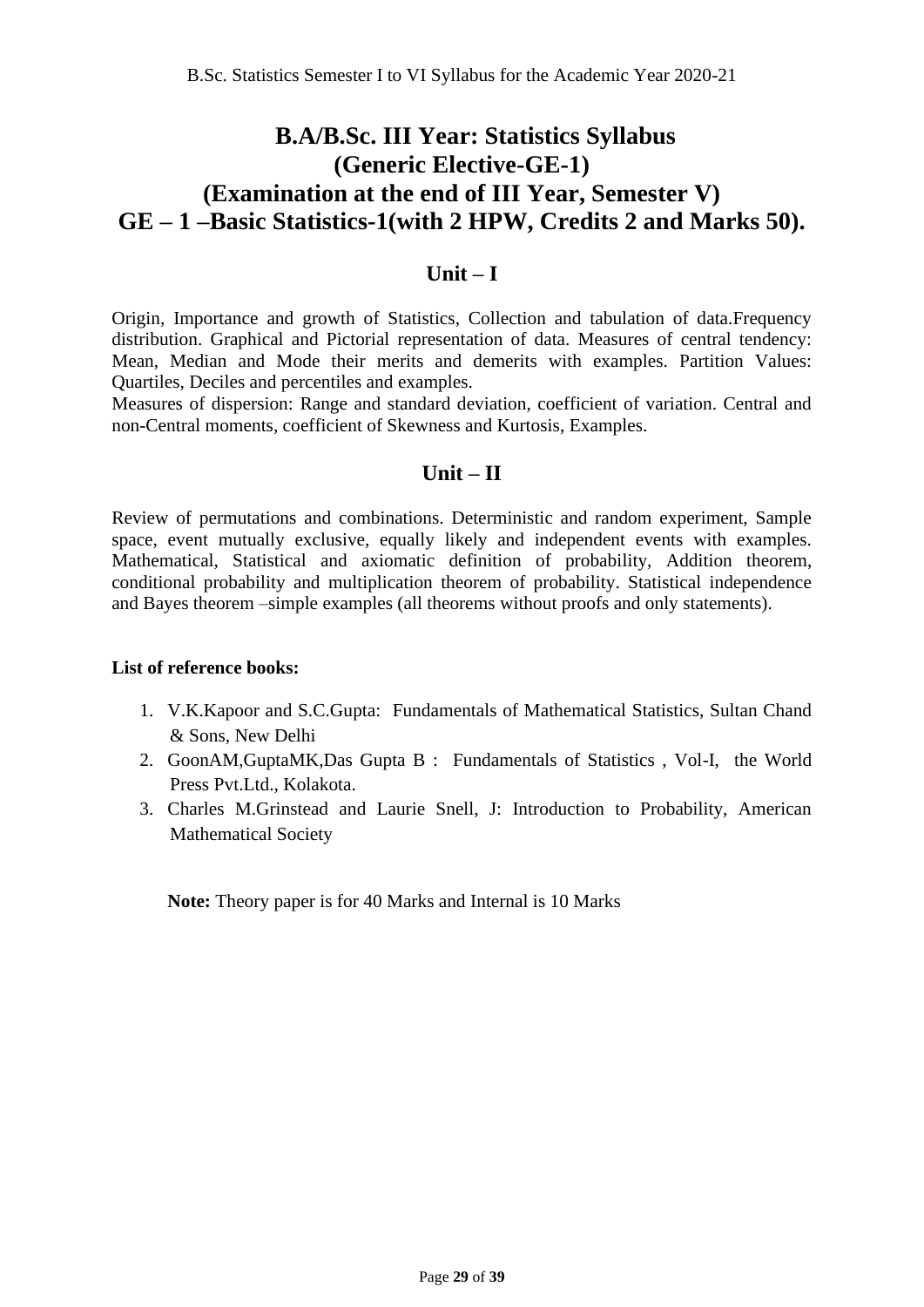# B.A/B.Sc. III Year: Statistics Syllabus
# (Generic Elective-GE-1)
# (Examination at the end of III Year, Semester V)
# GE – 1 –Basic Statistics-1(with 2 HPW, Credits 2 and Marks 50).

## Unit – I

Origin, Importance and growth of Statistics, Collection and tabulation of data.Frequency distribution. Graphical and Pictorial representation of data. Measures of central tendency: Mean, Median and Mode their merits and demerits with examples. Partition Values: Quartiles, Deciles and percentiles and examples.

Measures of dispersion: Range and standard deviation, coefficient of variation. Central and non-Central moments, coefficient of Skewness and Kurtosis, Examples.

## Unit – II

Review of permutations and combinations. Deterministic and random experiment, Sample space, event mutually exclusive, equally likely and independent events with examples. Mathematical, Statistical and axiomatic definition of probability, Addition theorem, conditional probability and multiplication theorem of probability. Statistical independence and Bayes theorem –simple examples (all theorems without proofs and only statements).

**List of reference books:**

1. V.K.Kapoor and S.C.Gupta: Fundamentals of Mathematical Statistics, Sultan Chand & Sons, New Delhi
2. GoonAM,GuptaMK,Das Gupta B : Fundamentals of Statistics , Vol-I, the World Press Pvt.Ltd., Kolakota.
3. Charles M.Grinstead and Laurie Snell, J: Introduction to Probability, American Mathematical Society

**Note:** Theory paper is for 40 Marks and Internal is 10 Marks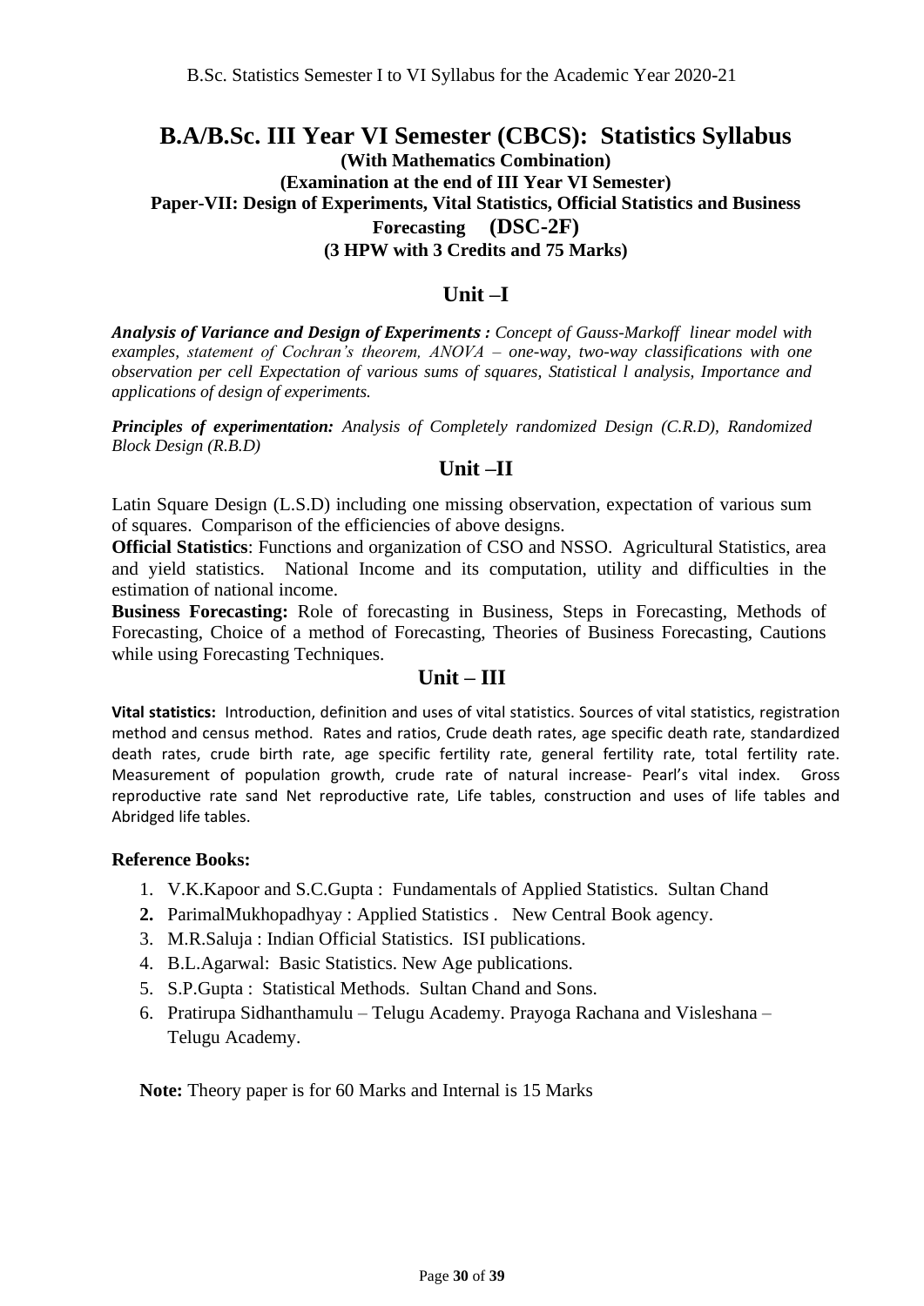# B.A/B.Sc. III Year VI Semester (CBCS): Statistics Syllabus

**(With Mathematics Combination)**

**(Examination at the end of III Year VI Semester)**

**Paper-VII: Design of Experiments, Vital Statistics, Official Statistics and Business Forecasting (DSC-2F)**

**(3 HPW with 3 Credits and 75 Marks)**

## Unit –I

***Analysis of Variance and Design of Experiments :*** *Concept of Gauss-Markoff linear model with examples, statement of Cochran's theorem, ANOVA – one-way, two-way classifications with one observation per cell Expectation of various sums of squares, Statistical l analysis, Importance and applications of design of experiments.*

***Principles of experimentation:*** *Analysis of Completely randomized Design (C.R.D), Randomized Block Design (R.B.D)*

## Unit –II

Latin Square Design (L.S.D) including one missing observation, expectation of various sum of squares. Comparison of the efficiencies of above designs.

**Official Statistics**: Functions and organization of CSO and NSSO. Agricultural Statistics, area and yield statistics. National Income and its computation, utility and difficulties in the estimation of national income.

**Business Forecasting:** Role of forecasting in Business, Steps in Forecasting, Methods of Forecasting, Choice of a method of Forecasting, Theories of Business Forecasting, Cautions while using Forecasting Techniques.

## Unit – III

**Vital statistics:** Introduction, definition and uses of vital statistics. Sources of vital statistics, registration method and census method. Rates and ratios, Crude death rates, age specific death rate, standardized death rates, crude birth rate, age specific fertility rate, general fertility rate, total fertility rate. Measurement of population growth, crude rate of natural increase- Pearl's vital index. Gross reproductive rate sand Net reproductive rate, Life tables, construction and uses of life tables and Abridged life tables.

### Reference Books:

1. V.K.Kapoor and S.C.Gupta : Fundamentals of Applied Statistics. Sultan Chand
2. ParimalMukhopadhyay : Applied Statistics . New Central Book agency.
3. M.R.Saluja : Indian Official Statistics. ISI publications.
4. B.L.Agarwal: Basic Statistics. New Age publications.
5. S.P.Gupta : Statistical Methods. Sultan Chand and Sons.
6. Pratirupa Sidhanthamulu – Telugu Academy. Prayoga Rachana and Visleshana – Telugu Academy.

**Note:** Theory paper is for 60 Marks and Internal is 15 Marks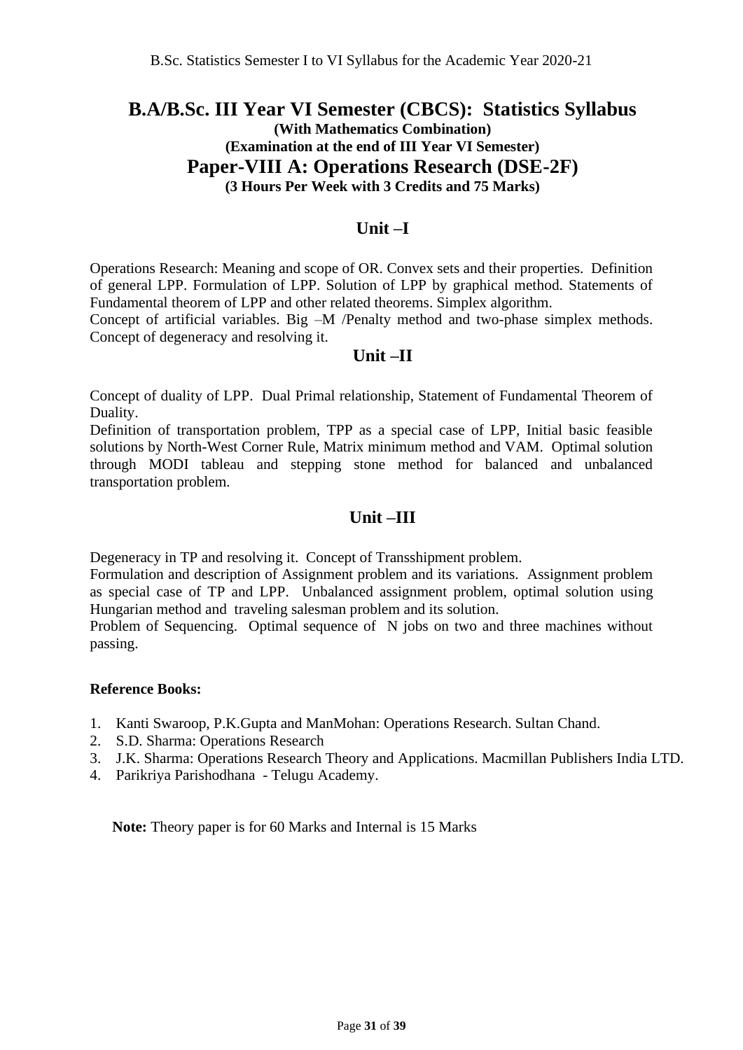# B.A/B.Sc. III Year VI Semester (CBCS): Statistics Syllabus

**(With Mathematics Combination)**

**(Examination at the end of III Year VI Semester)**

## Paper-VIII A: Operations Research (DSE-2F)

**(3 Hours Per Week with 3 Credits and 75 Marks)**

## Unit –I

Operations Research: Meaning and scope of OR. Convex sets and their properties. Definition of general LPP. Formulation of LPP. Solution of LPP by graphical method. Statements of Fundamental theorem of LPP and other related theorems. Simplex algorithm.

Concept of artificial variables. Big –M /Penalty method and two-phase simplex methods. Concept of degeneracy and resolving it.

## Unit –II

Concept of duality of LPP. Dual Primal relationship, Statement of Fundamental Theorem of Duality.

Definition of transportation problem, TPP as a special case of LPP, Initial basic feasible solutions by North-West Corner Rule, Matrix minimum method and VAM. Optimal solution through MODI tableau and stepping stone method for balanced and unbalanced transportation problem.

## Unit –III

Degeneracy in TP and resolving it. Concept of Transshipment problem.

Formulation and description of Assignment problem and its variations. Assignment problem as special case of TP and LPP. Unbalanced assignment problem, optimal solution using Hungarian method and traveling salesman problem and its solution.

Problem of Sequencing. Optimal sequence of N jobs on two and three machines without passing.

**Reference Books:**

1. Kanti Swaroop, P.K.Gupta and ManMohan: Operations Research. Sultan Chand.
2. S.D. Sharma: Operations Research
3. J.K. Sharma: Operations Research Theory and Applications. Macmillan Publishers India LTD.
4. Parikriya Parishodhana - Telugu Academy.

**Note:** Theory paper is for 60 Marks and Internal is 15 Marks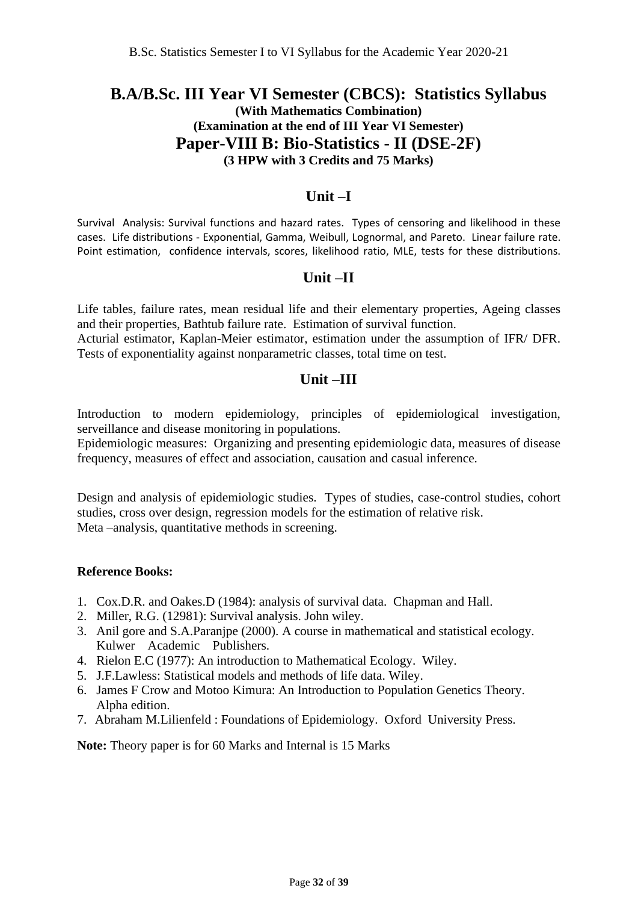# B.A/B.Sc. III Year VI Semester (CBCS): Statistics Syllabus

**(With Mathematics Combination)**

**(Examination at the end of III Year VI Semester)**

## Paper-VIII B: Bio-Statistics - II (DSE-2F)

**(3 HPW with 3 Credits and 75 Marks)**

## Unit –I

Survival Analysis: Survival functions and hazard rates. Types of censoring and likelihood in these cases. Life distributions - Exponential, Gamma, Weibull, Lognormal, and Pareto. Linear failure rate. Point estimation, confidence intervals, scores, likelihood ratio, MLE, tests for these distributions.

## Unit –II

Life tables, failure rates, mean residual life and their elementary properties, Ageing classes and their properties, Bathtub failure rate. Estimation of survival function.
Acturial estimator, Kaplan-Meier estimator, estimation under the assumption of IFR/ DFR. Tests of exponentiality against nonparametric classes, total time on test.

## Unit –III

Introduction to modern epidemiology, principles of epidemiological investigation, serveillance and disease monitoring in populations.
Epidemiologic measures: Organizing and presenting epidemiologic data, measures of disease frequency, measures of effect and association, causation and casual inference.

Design and analysis of epidemiologic studies. Types of studies, case-control studies, cohort studies, cross over design, regression models for the estimation of relative risk.
Meta –analysis, quantitative methods in screening.

**Reference Books:**

1. Cox.D.R. and Oakes.D (1984): analysis of survival data. Chapman and Hall.
2. Miller, R.G. (12981): Survival analysis. John wiley.
3. Anil gore and S.A.Paranjpe (2000). A course in mathematical and statistical ecology. Kulwer Academic Publishers.
4. Rielon E.C (1977): An introduction to Mathematical Ecology. Wiley.
5. J.F.Lawless: Statistical models and methods of life data. Wiley.
6. James F Crow and Motoo Kimura: An Introduction to Population Genetics Theory. Alpha edition.
7. Abraham M.Lilienfeld : Foundations of Epidemiology. Oxford University Press.

**Note:** Theory paper is for 60 Marks and Internal is 15 Marks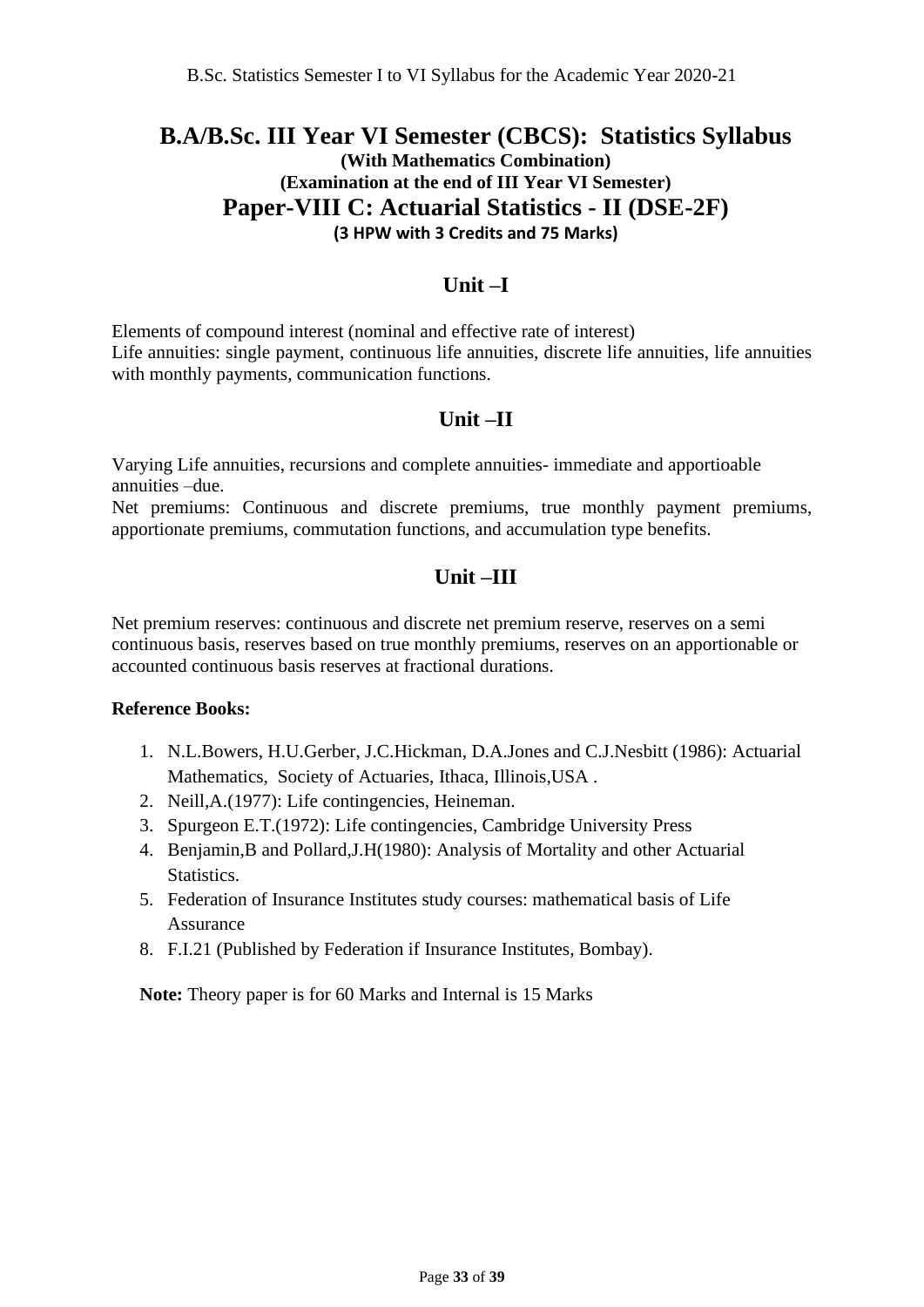# B.A/B.Sc. III Year VI Semester (CBCS): Statistics Syllabus

**(With Mathematics Combination)**

**(Examination at the end of III Year VI Semester)**

## Paper-VIII C: Actuarial Statistics - II (DSE-2F)

**(3 HPW with 3 Credits and 75 Marks)**

### Unit –I

Elements of compound interest (nominal and effective rate of interest)
Life annuities: single payment, continuous life annuities, discrete life annuities, life annuities with monthly payments, communication functions.

### Unit –II

Varying Life annuities, recursions and complete annuities- immediate and apportioable annuities –due.
Net premiums: Continuous and discrete premiums, true monthly payment premiums, apportionate premiums, commutation functions, and accumulation type benefits.

### Unit –III

Net premium reserves: continuous and discrete net premium reserve, reserves on a semi continuous basis, reserves based on true monthly premiums, reserves on an apportionable or accounted continuous basis reserves at fractional durations.

**Reference Books:**

1. N.L.Bowers, H.U.Gerber, J.C.Hickman, D.A.Jones and C.J.Nesbitt (1986): Actuarial Mathematics, Society of Actuaries, Ithaca, Illinois,USA .
2. Neill,A.(1977): Life contingencies, Heineman.
3. Spurgeon E.T.(1972): Life contingencies, Cambridge University Press
4. Benjamin,B and Pollard,J.H(1980): Analysis of Mortality and other Actuarial Statistics.
5. Federation of Insurance Institutes study courses: mathematical basis of Life Assurance
8. F.I.21 (Published by Federation if Insurance Institutes, Bombay).

**Note:** Theory paper is for 60 Marks and Internal is 15 Marks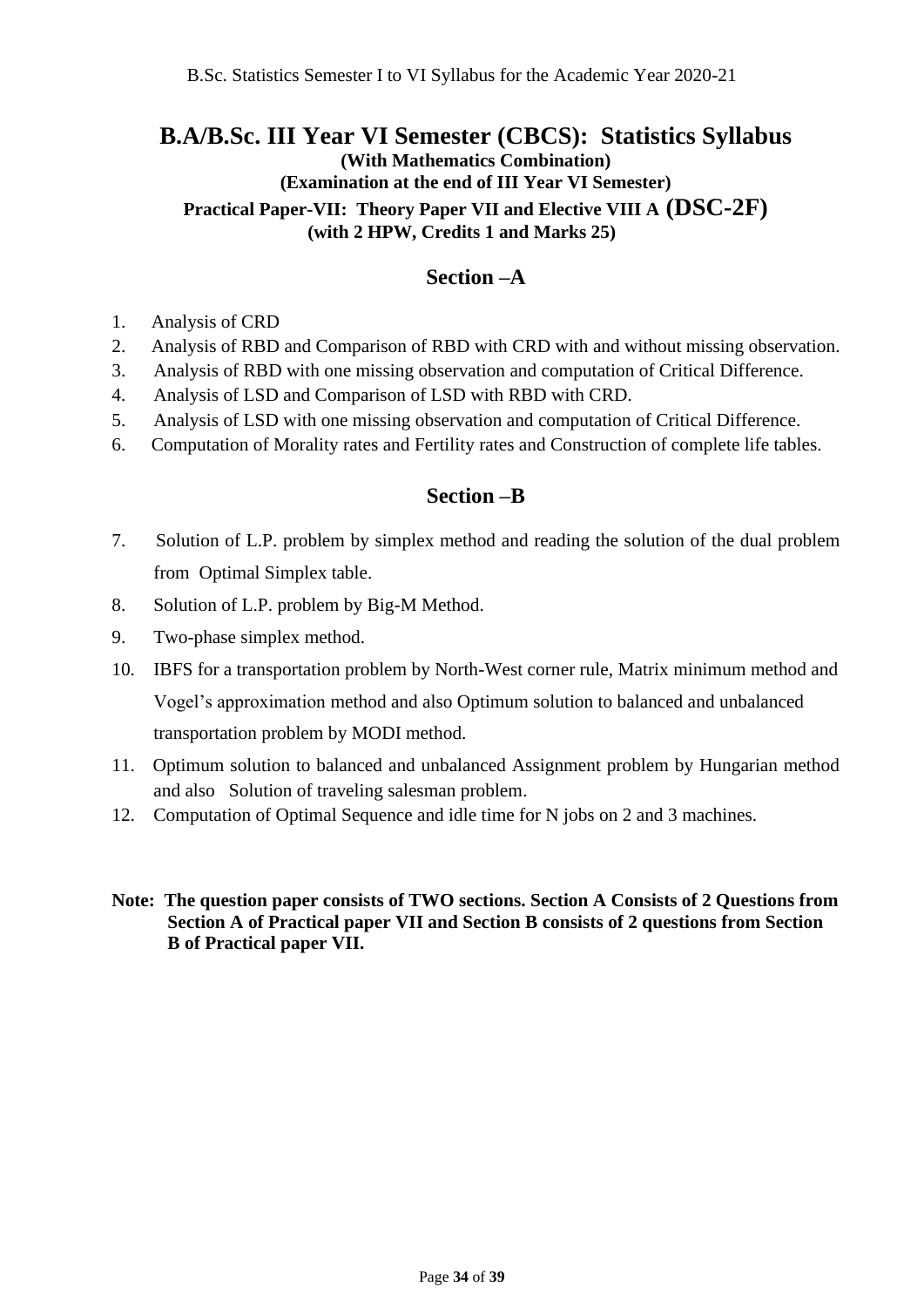# B.A/B.Sc. III Year VI Semester (CBCS): Statistics Syllabus

**(With Mathematics Combination)**

**(Examination at the end of III Year VI Semester)**

**Practical Paper-VII: Theory Paper VII and Elective VIII A (DSC-2F)**

**(with 2 HPW, Credits 1 and Marks 25)**

## Section –A

1. Analysis of CRD
2. Analysis of RBD and Comparison of RBD with CRD with and without missing observation.
3. Analysis of RBD with one missing observation and computation of Critical Difference.
4. Analysis of LSD and Comparison of LSD with RBD with CRD.
5. Analysis of LSD with one missing observation and computation of Critical Difference.
6. Computation of Morality rates and Fertility rates and Construction of complete life tables.

## Section –B

7. Solution of L.P. problem by simplex method and reading the solution of the dual problem from Optimal Simplex table.
8. Solution of L.P. problem by Big-M Method.
9. Two-phase simplex method.
10. IBFS for a transportation problem by North-West corner rule, Matrix minimum method and Vogel's approximation method and also Optimum solution to balanced and unbalanced transportation problem by MODI method.
11. Optimum solution to balanced and unbalanced Assignment problem by Hungarian method and also Solution of traveling salesman problem.
12. Computation of Optimal Sequence and idle time for N jobs on 2 and 3 machines.

**Note: The question paper consists of TWO sections. Section A Consists of 2 Questions from Section A of Practical paper VII and Section B consists of 2 questions from Section B of Practical paper VII.**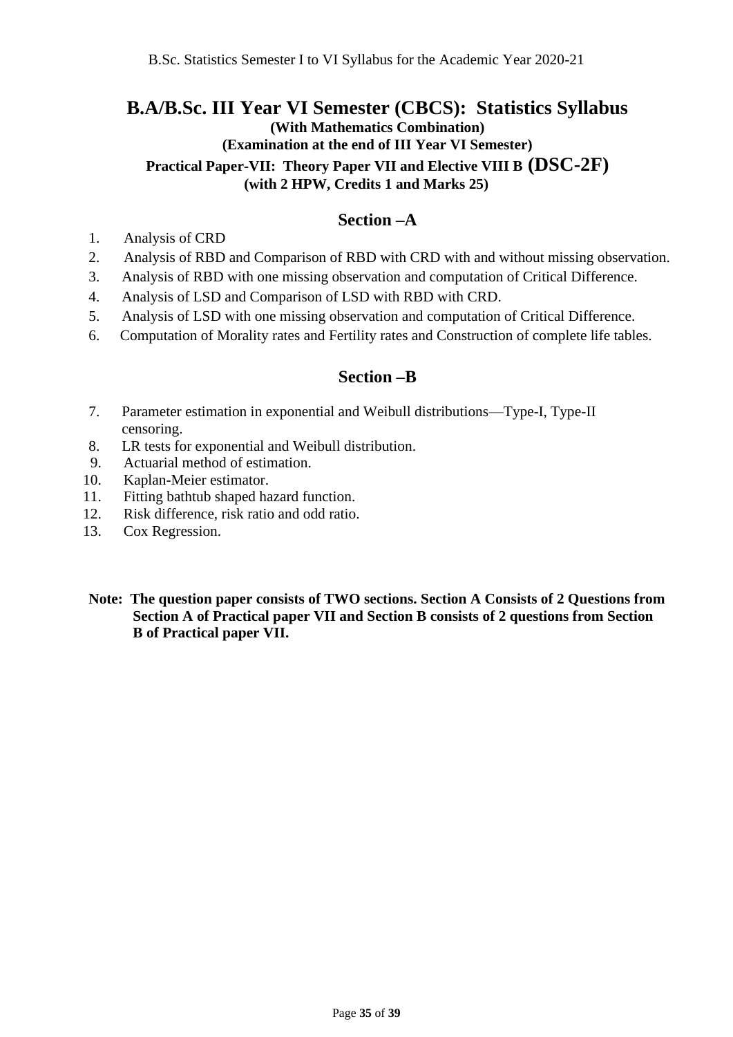# B.A/B.Sc. III Year VI Semester (CBCS): Statistics Syllabus

**(With Mathematics Combination)**

**(Examination at the end of III Year VI Semester)**

**Practical Paper-VII: Theory Paper VII and Elective VIII B (DSC-2F)**

**(with 2 HPW, Credits 1 and Marks 25)**

## Section –A

1. Analysis of CRD
2. Analysis of RBD and Comparison of RBD with CRD with and without missing observation.
3. Analysis of RBD with one missing observation and computation of Critical Difference.
4. Analysis of LSD and Comparison of LSD with RBD with CRD.
5. Analysis of LSD with one missing observation and computation of Critical Difference.
6. Computation of Morality rates and Fertility rates and Construction of complete life tables.

## Section –B

7. Parameter estimation in exponential and Weibull distributions—Type-I, Type-II censoring.
8. LR tests for exponential and Weibull distribution.
9. Actuarial method of estimation.
10. Kaplan-Meier estimator.
11. Fitting bathtub shaped hazard function.
12. Risk difference, risk ratio and odd ratio.
13. Cox Regression.

**Note: The question paper consists of TWO sections. Section A Consists of 2 Questions from Section A of Practical paper VII and Section B consists of 2 questions from Section B of Practical paper VII.**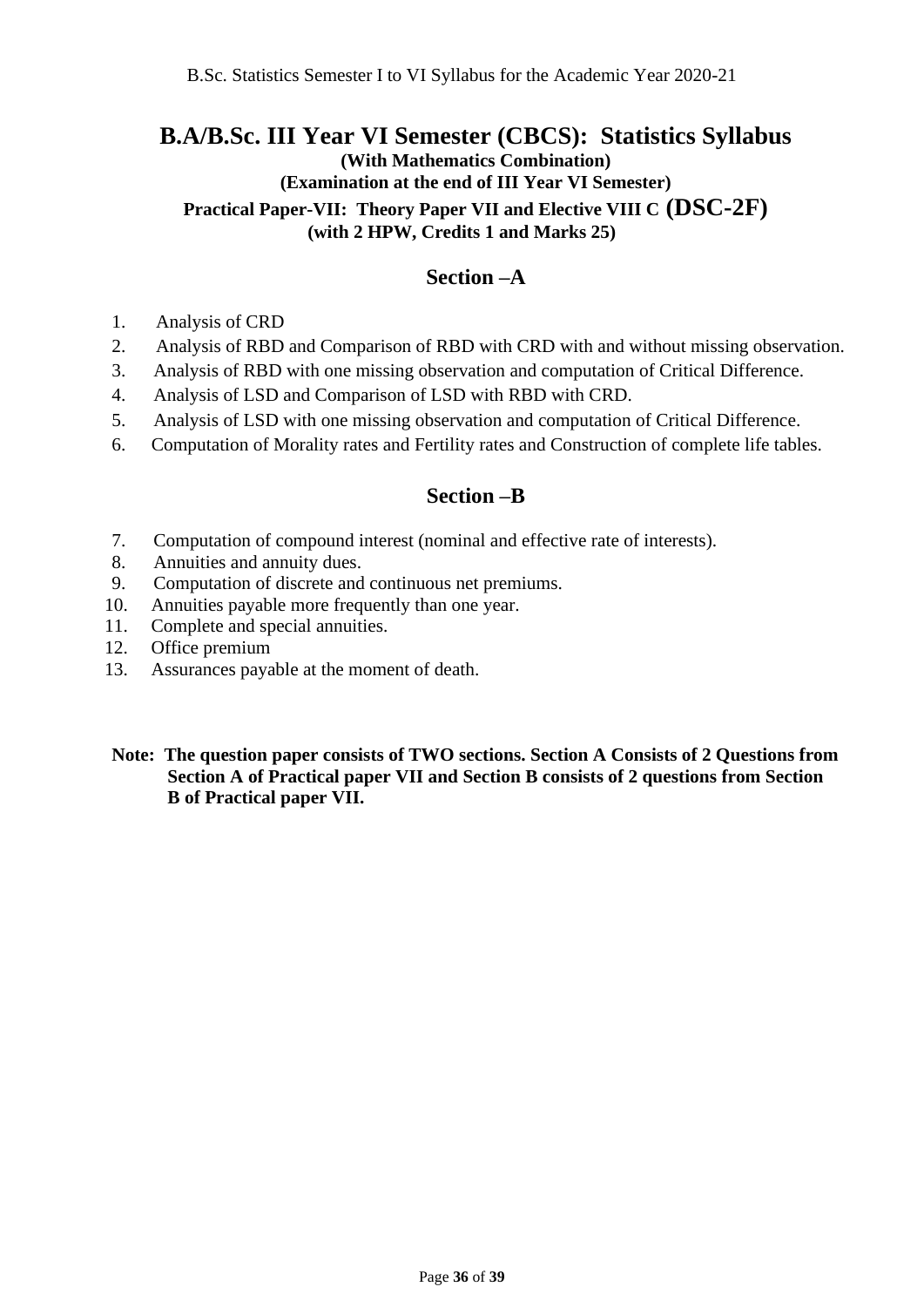# B.A/B.Sc. III Year VI Semester (CBCS): Statistics Syllabus

**(With Mathematics Combination)**

**(Examination at the end of III Year VI Semester)**

**Practical Paper-VII: Theory Paper VII and Elective VIII C (DSC-2F)**

**(with 2 HPW, Credits 1 and Marks 25)**

## Section –A

1. Analysis of CRD
2. Analysis of RBD and Comparison of RBD with CRD with and without missing observation.
3. Analysis of RBD with one missing observation and computation of Critical Difference.
4. Analysis of LSD and Comparison of LSD with RBD with CRD.
5. Analysis of LSD with one missing observation and computation of Critical Difference.
6. Computation of Morality rates and Fertility rates and Construction of complete life tables.

## Section –B

7. Computation of compound interest (nominal and effective rate of interests).
8. Annuities and annuity dues.
9. Computation of discrete and continuous net premiums.
10. Annuities payable more frequently than one year.
11. Complete and special annuities.
12. Office premium
13. Assurances payable at the moment of death.

**Note: The question paper consists of TWO sections. Section A Consists of 2 Questions from Section A of Practical paper VII and Section B consists of 2 questions from Section B of Practical paper VII.**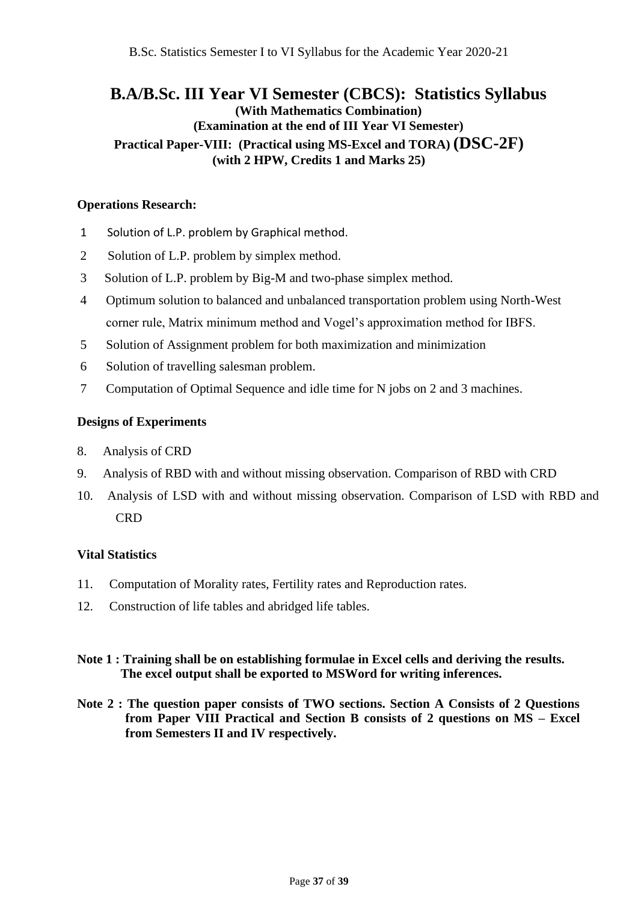# B.A/B.Sc. III Year VI Semester (CBCS): Statistics Syllabus

**(With Mathematics Combination)**

**(Examination at the end of III Year VI Semester)**

**Practical Paper-VIII: (Practical using MS-Excel and TORA) (DSC-2F)**

**(with 2 HPW, Credits 1 and Marks 25)**

### Operations Research:

1. Solution of L.P. problem by Graphical method.
2. Solution of L.P. problem by simplex method.
3. Solution of L.P. problem by Big-M and two-phase simplex method.
4. Optimum solution to balanced and unbalanced transportation problem using North-West corner rule, Matrix minimum method and Vogel's approximation method for IBFS.
5. Solution of Assignment problem for both maximization and minimization
6. Solution of travelling salesman problem.
7. Computation of Optimal Sequence and idle time for N jobs on 2 and 3 machines.

### Designs of Experiments

8. Analysis of CRD
9. Analysis of RBD with and without missing observation. Comparison of RBD with CRD
10. Analysis of LSD with and without missing observation. Comparison of LSD with RBD and CRD

### Vital Statistics

11. Computation of Morality rates, Fertility rates and Reproduction rates.
12. Construction of life tables and abridged life tables.

**Note 1 : Training shall be on establishing formulae in Excel cells and deriving the results. The excel output shall be exported to MSWord for writing inferences.**

**Note 2 : The question paper consists of TWO sections. Section A Consists of 2 Questions from Paper VIII Practical and Section B consists of 2 questions on MS – Excel from Semesters II and IV respectively.**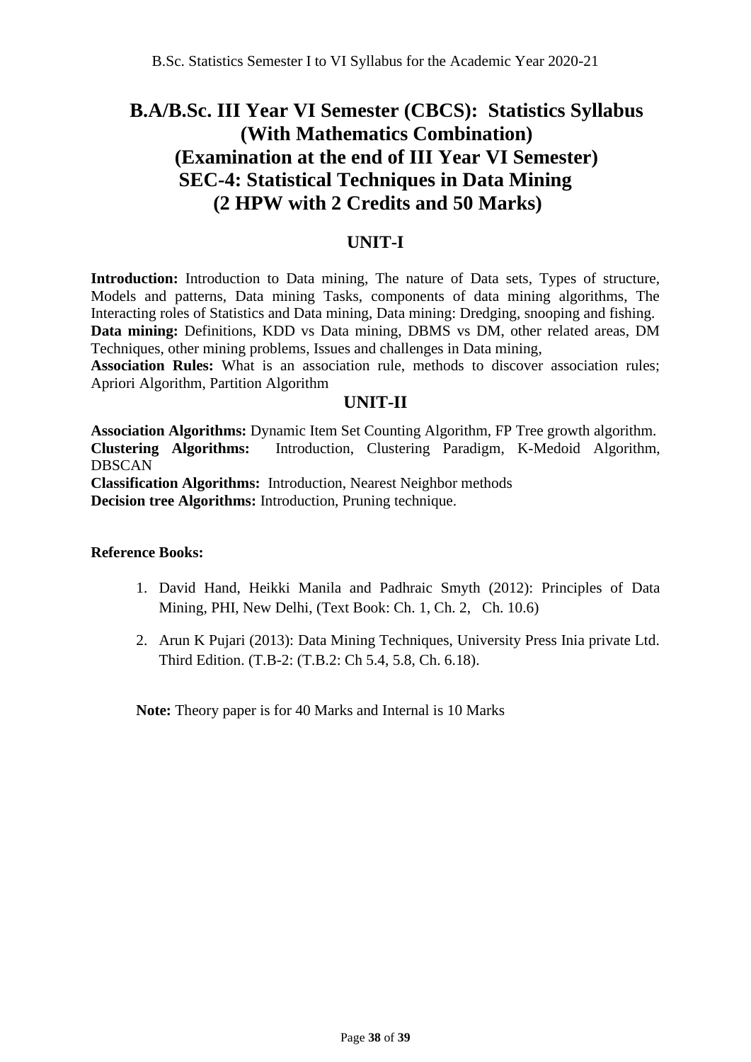# B.A/B.Sc. III Year VI Semester (CBCS): Statistics Syllabus (With Mathematics Combination) (Examination at the end of III Year VI Semester) SEC-4: Statistical Techniques in Data Mining (2 HPW with 2 Credits and 50 Marks)

## UNIT-I

**Introduction:** Introduction to Data mining, The nature of Data sets, Types of structure, Models and patterns, Data mining Tasks, components of data mining algorithms, The Interacting roles of Statistics and Data mining, Data mining: Dredging, snooping and fishing.
**Data mining:** Definitions, KDD vs Data mining, DBMS vs DM, other related areas, DM Techniques, other mining problems, Issues and challenges in Data mining,
**Association Rules:** What is an association rule, methods to discover association rules; Apriori Algorithm, Partition Algorithm

## UNIT-II

**Association Algorithms:** Dynamic Item Set Counting Algorithm, FP Tree growth algorithm.
**Clustering Algorithms:** Introduction, Clustering Paradigm, K-Medoid Algorithm, DBSCAN
**Classification Algorithms:** Introduction, Nearest Neighbor methods
**Decision tree Algorithms:** Introduction, Pruning technique.

**Reference Books:**

1. David Hand, Heikki Manila and Padhraic Smyth (2012): Principles of Data Mining, PHI, New Delhi, (Text Book: Ch. 1, Ch. 2, Ch. 10.6)
2. Arun K Pujari (2013): Data Mining Techniques, University Press Inia private Ltd. Third Edition. (T.B-2: (T.B.2: Ch 5.4, 5.8, Ch. 6.18).

**Note:** Theory paper is for 40 Marks and Internal is 10 Marks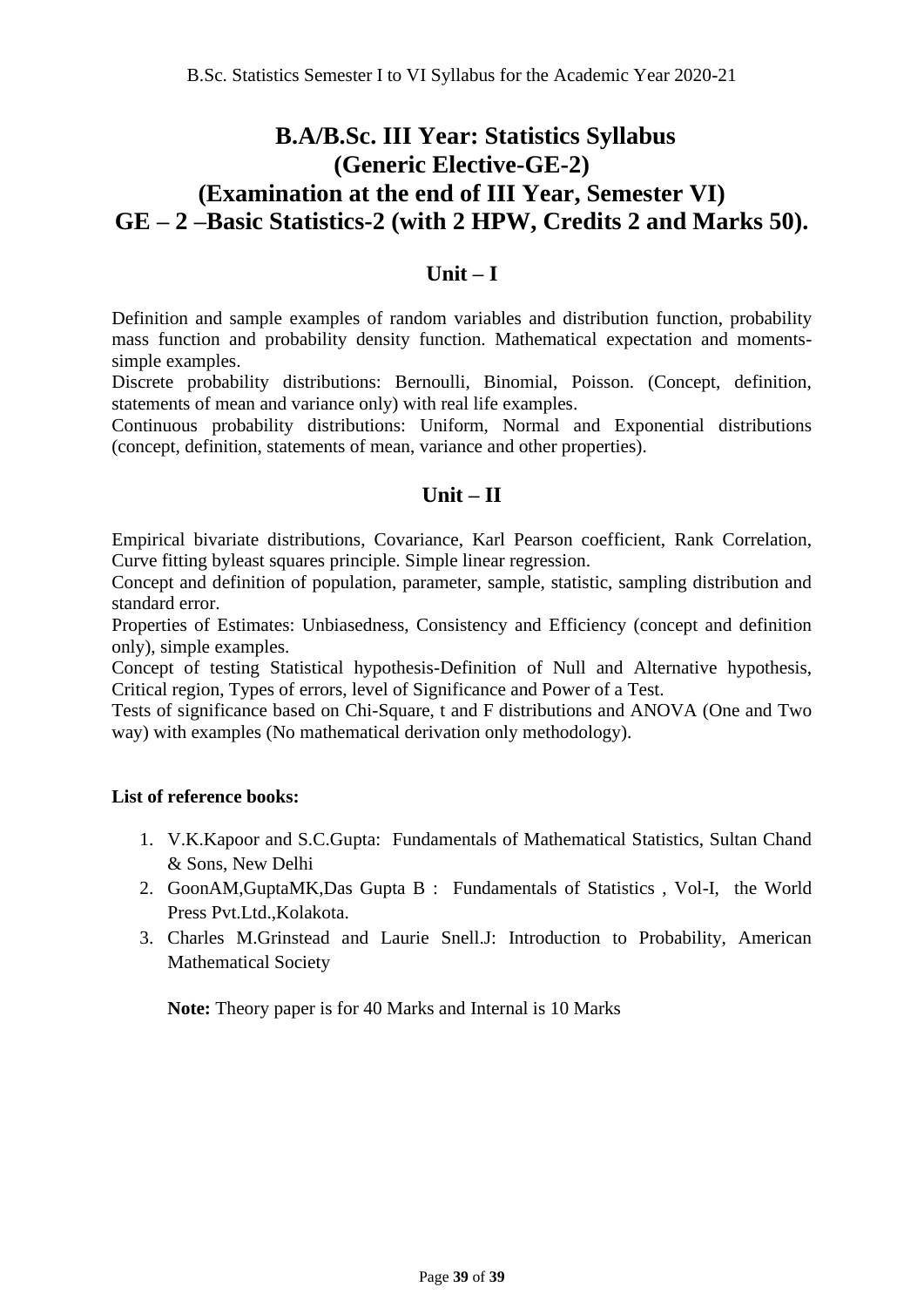# B.A/B.Sc. III Year: Statistics Syllabus (Generic Elective-GE-2) (Examination at the end of III Year, Semester VI) GE – 2 –Basic Statistics-2 (with 2 HPW, Credits 2 and Marks 50).

## Unit – I

Definition and sample examples of random variables and distribution function, probability mass function and probability density function. Mathematical expectation and moments-simple examples.

Discrete probability distributions: Bernoulli, Binomial, Poisson. (Concept, definition, statements of mean and variance only) with real life examples.

Continuous probability distributions: Uniform, Normal and Exponential distributions (concept, definition, statements of mean, variance and other properties).

## Unit – II

Empirical bivariate distributions, Covariance, Karl Pearson coefficient, Rank Correlation, Curve fitting byleast squares principle. Simple linear regression.

Concept and definition of population, parameter, sample, statistic, sampling distribution and standard error.

Properties of Estimates: Unbiasedness, Consistency and Efficiency (concept and definition only), simple examples.

Concept of testing Statistical hypothesis-Definition of Null and Alternative hypothesis, Critical region, Types of errors, level of Significance and Power of a Test.

Tests of significance based on Chi-Square, t and F distributions and ANOVA (One and Two way) with examples (No mathematical derivation only methodology).

**List of reference books:**

1. V.K.Kapoor and S.C.Gupta: Fundamentals of Mathematical Statistics, Sultan Chand & Sons, New Delhi
2. GoonAM,GuptaMK,Das Gupta B : Fundamentals of Statistics , Vol-I, the World Press Pvt.Ltd.,Kolakota.
3. Charles M.Grinstead and Laurie Snell.J: Introduction to Probability, American Mathematical Society

**Note:** Theory paper is for 40 Marks and Internal is 10 Marks